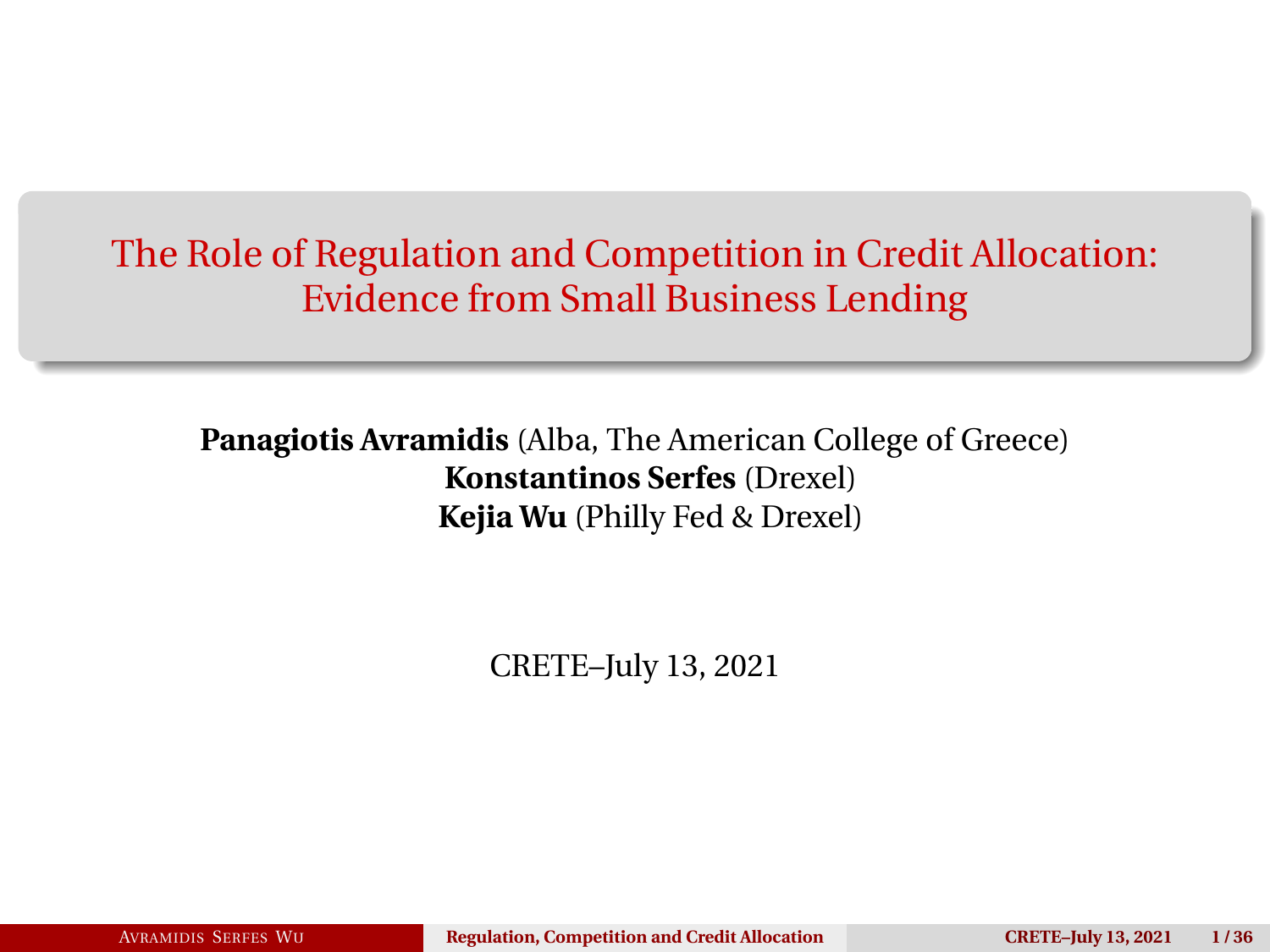# The Role of Regulation and Competition in Credit Allocation: Evidence from Small Business Lending

**Panagiotis Avramidis** (Alba, The American College of Greece)
**Konstantinos Serfes** (Drexel)
**Kejia Wu** (Philly Fed & Drexel)

CRETE–July 13, 2021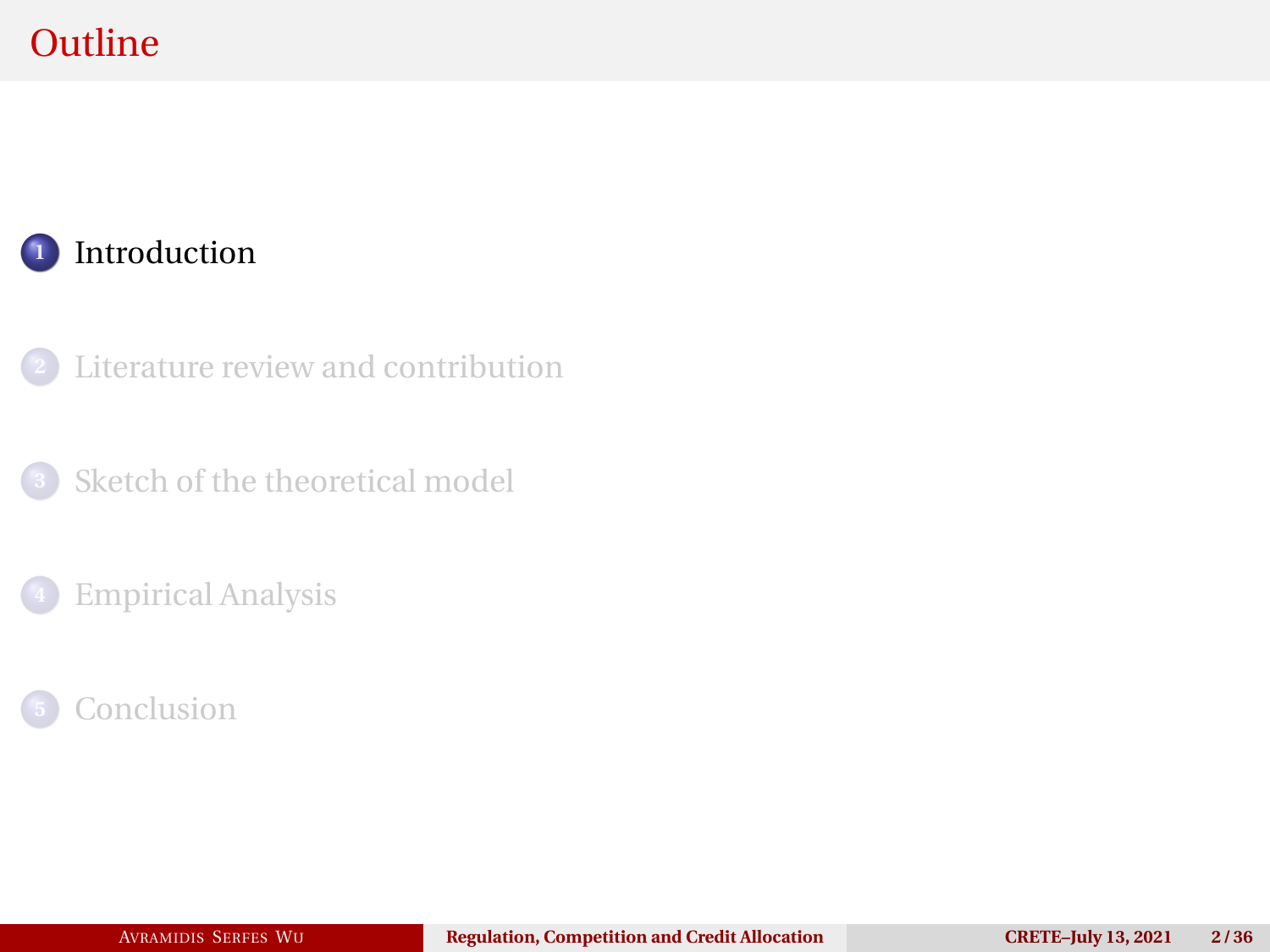# Outline

1. Introduction
2. Literature review and contribution
3. Sketch of the theoretical model
4. Empirical Analysis
5. Conclusion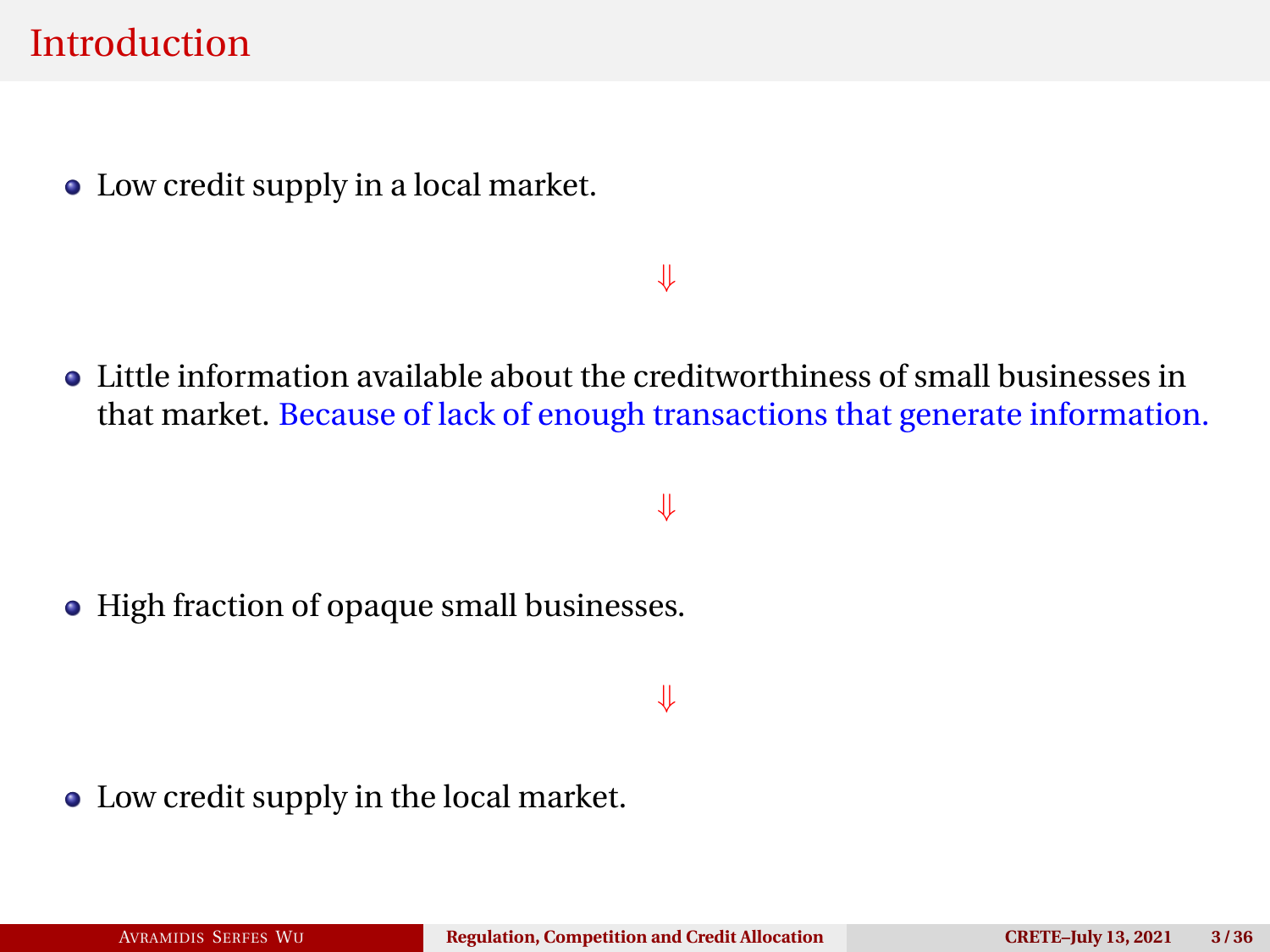# Introduction

- Low credit supply in a local market.

$$\Downarrow$$

- Little information available about the creditworthiness of small businesses in that market. Because of lack of enough transactions that generate information.

$$\Downarrow$$

- High fraction of opaque small businesses.

$$\Downarrow$$

- Low credit supply in the local market.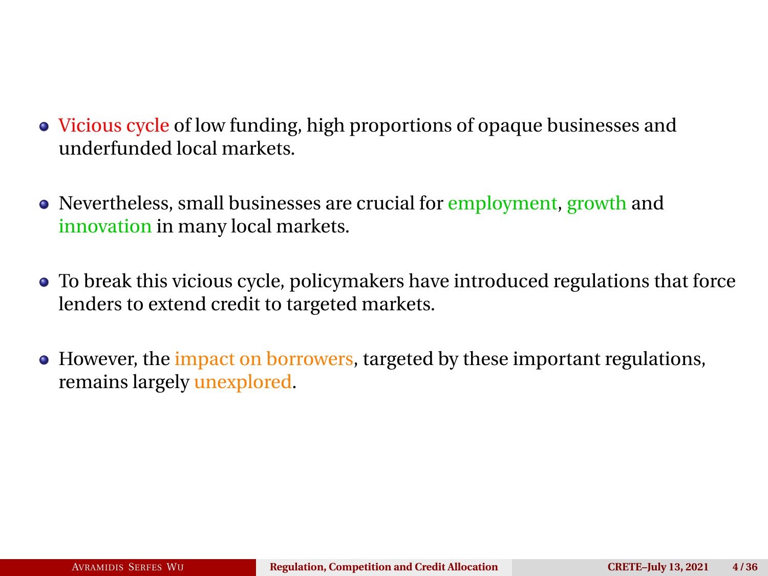- Vicious cycle of low funding, high proportions of opaque businesses and underfunded local markets.

- Nevertheless, small businesses are crucial for employment, growth and innovation in many local markets.

- To break this vicious cycle, policymakers have introduced regulations that force lenders to extend credit to targeted markets.

- However, the impact on borrowers, targeted by these important regulations, remains largely unexplored.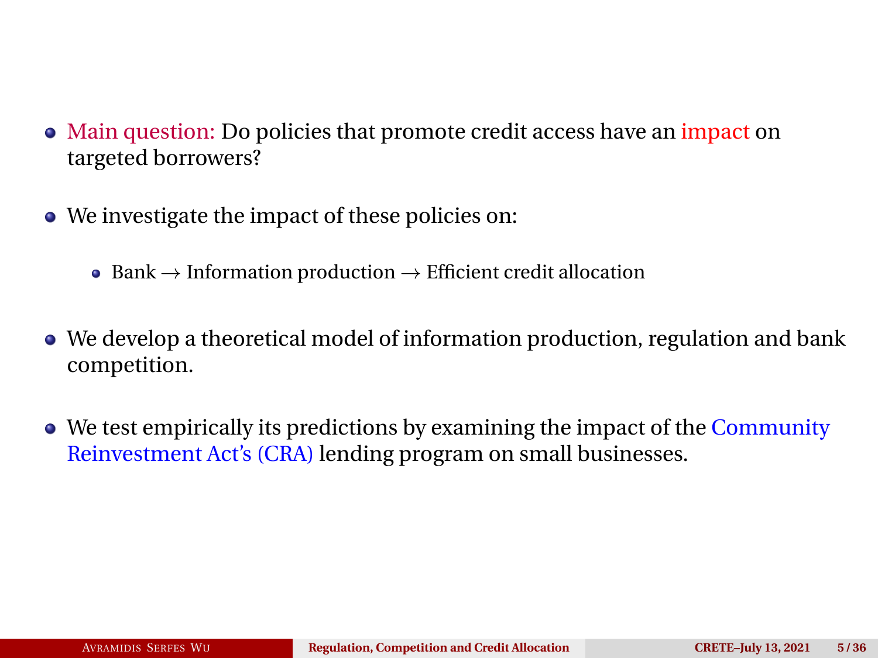- Main question: Do policies that promote credit access have an impact on targeted borrowers?
- We investigate the impact of these policies on:
  - Bank $\rightarrow$ Information production $\rightarrow$ Efficient credit allocation
- We develop a theoretical model of information production, regulation and bank competition.
- We test empirically its predictions by examining the impact of the Community Reinvestment Act's (CRA) lending program on small businesses.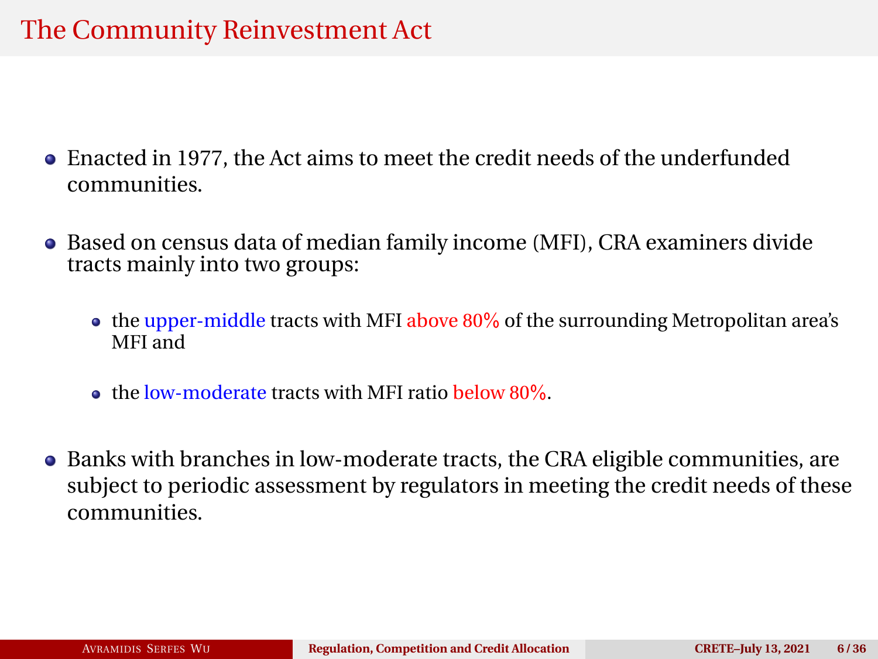# The Community Reinvestment Act

- Enacted in 1977, the Act aims to meet the credit needs of the underfunded communities.
- Based on census data of median family income (MFI), CRA examiners divide tracts mainly into two groups:
  - the upper-middle tracts with MFI above 80% of the surrounding Metropolitan area's MFI and
  - the low-moderate tracts with MFI ratio below 80%.
- Banks with branches in low-moderate tracts, the CRA eligible communities, are subject to periodic assessment by regulators in meeting the credit needs of these communities.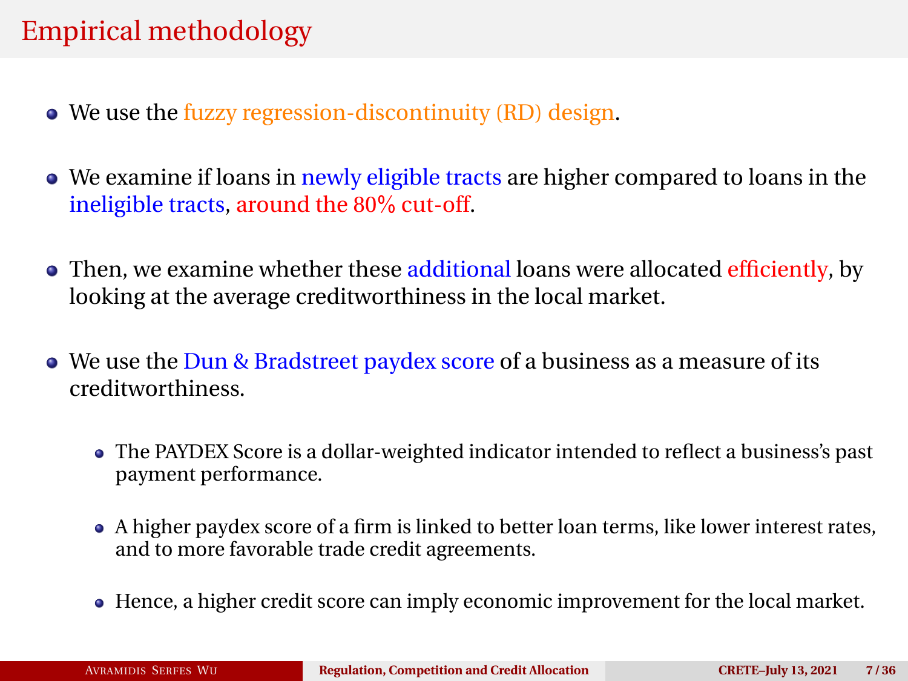# Empirical methodology

- We use the fuzzy regression-discontinuity (RD) design.
- We examine if loans in newly eligible tracts are higher compared to loans in the ineligible tracts, around the 80% cut-off.
- Then, we examine whether these additional loans were allocated efficiently, by looking at the average creditworthiness in the local market.
- We use the Dun & Bradstreet paydex score of a business as a measure of its creditworthiness.
  - The PAYDEX Score is a dollar-weighted indicator intended to reflect a business's past payment performance.
  - A higher paydex score of a firm is linked to better loan terms, like lower interest rates, and to more favorable trade credit agreements.
  - Hence, a higher credit score can imply economic improvement for the local market.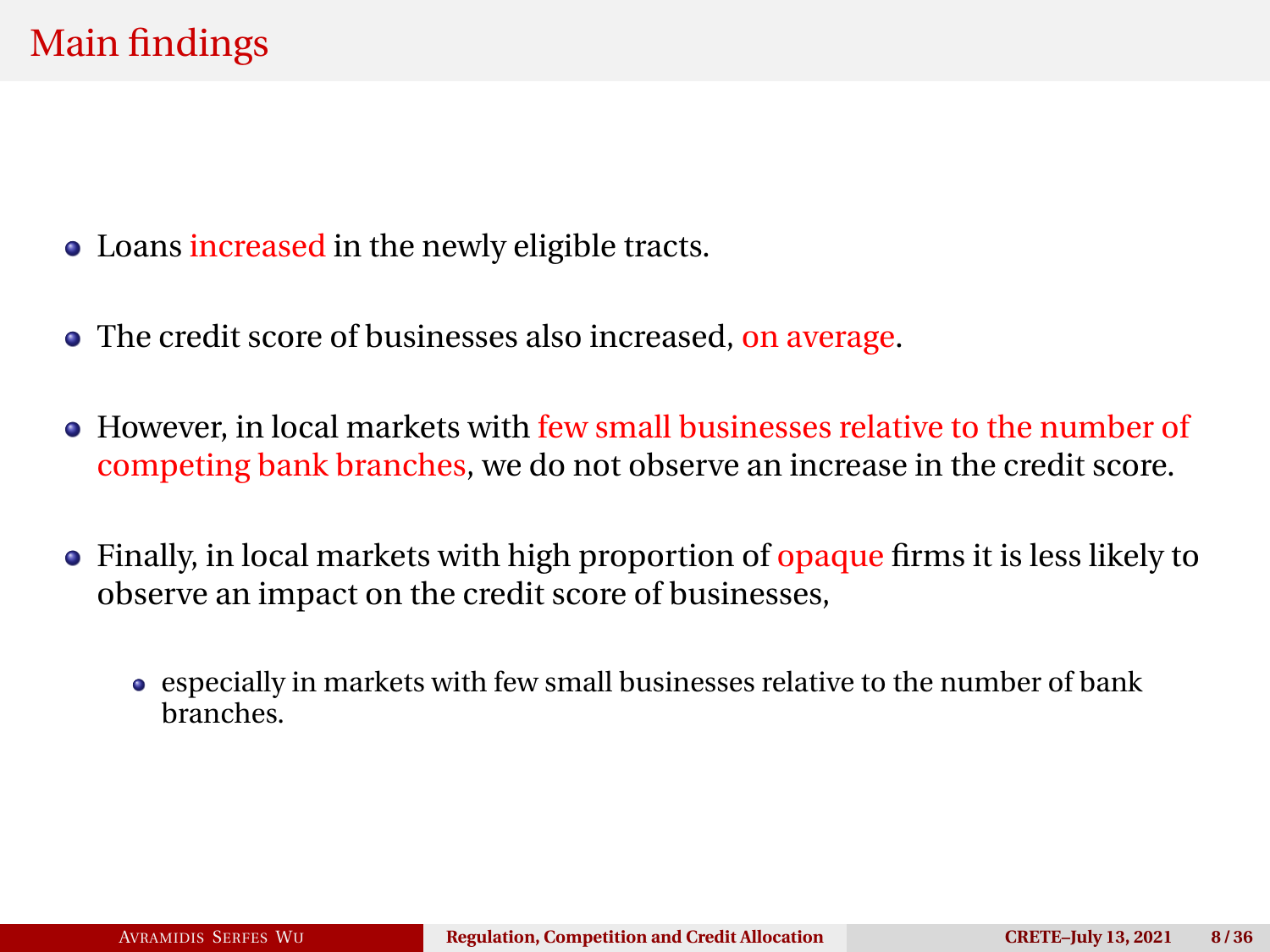## Main findings

- Loans increased in the newly eligible tracts.
- The credit score of businesses also increased, on average.
- However, in local markets with few small businesses relative to the number of competing bank branches, we do not observe an increase in the credit score.
- Finally, in local markets with high proportion of opaque firms it is less likely to observe an impact on the credit score of businesses,
  - especially in markets with few small businesses relative to the number of bank branches.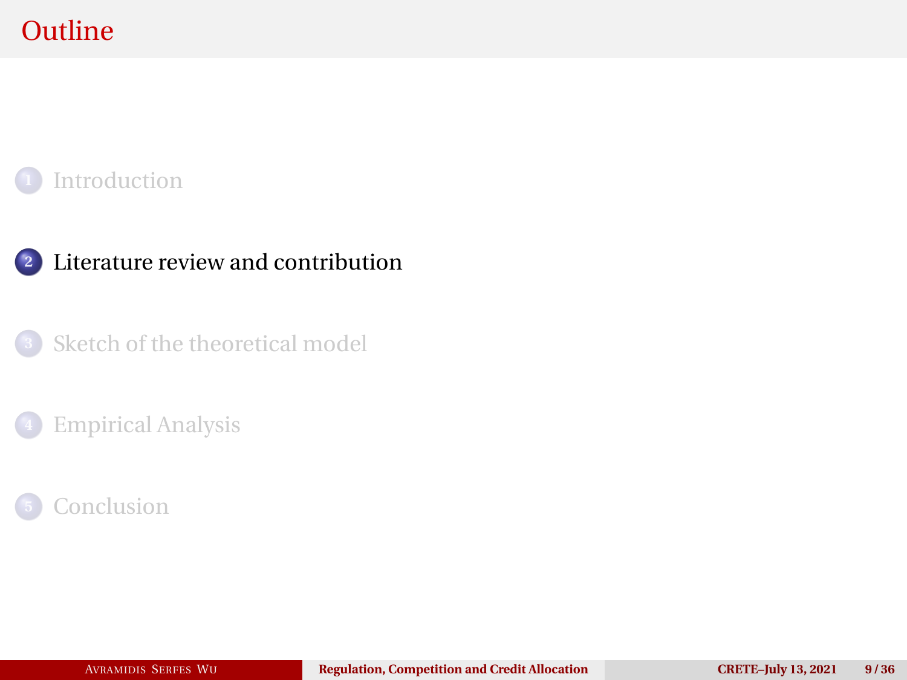# Outline

1. Introduction
2. Literature review and contribution
3. Sketch of the theoretical model
4. Empirical Analysis
5. Conclusion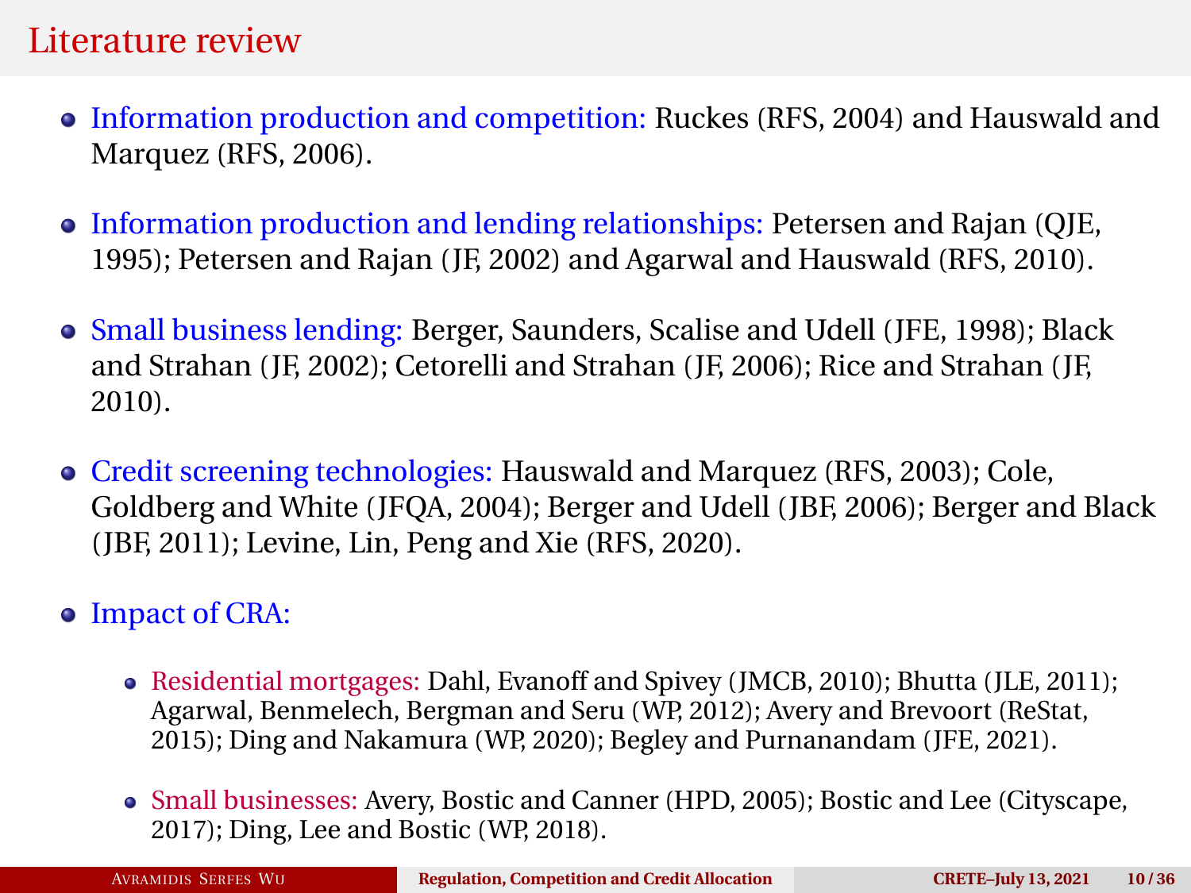# Literature review

- Information production and competition: Ruckes (RFS, 2004) and Hauswald and Marquez (RFS, 2006).
- Information production and lending relationships: Petersen and Rajan (QJE, 1995); Petersen and Rajan (JF, 2002) and Agarwal and Hauswald (RFS, 2010).
- Small business lending: Berger, Saunders, Scalise and Udell (JFE, 1998); Black and Strahan (JF, 2002); Cetorelli and Strahan (JF, 2006); Rice and Strahan (JF, 2010).
- Credit screening technologies: Hauswald and Marquez (RFS, 2003); Cole, Goldberg and White (JFQA, 2004); Berger and Udell (JBF, 2006); Berger and Black (JBF, 2011); Levine, Lin, Peng and Xie (RFS, 2020).
- Impact of CRA:
  - Residential mortgages: Dahl, Evanoff and Spivey (JMCB, 2010); Bhutta (JLE, 2011); Agarwal, Benmelech, Bergman and Seru (WP, 2012); Avery and Brevoort (ReStat, 2015); Ding and Nakamura (WP, 2020); Begley and Purnanandam (JFE, 2021).
  - Small businesses: Avery, Bostic and Canner (HPD, 2005); Bostic and Lee (Cityscape, 2017); Ding, Lee and Bostic (WP, 2018).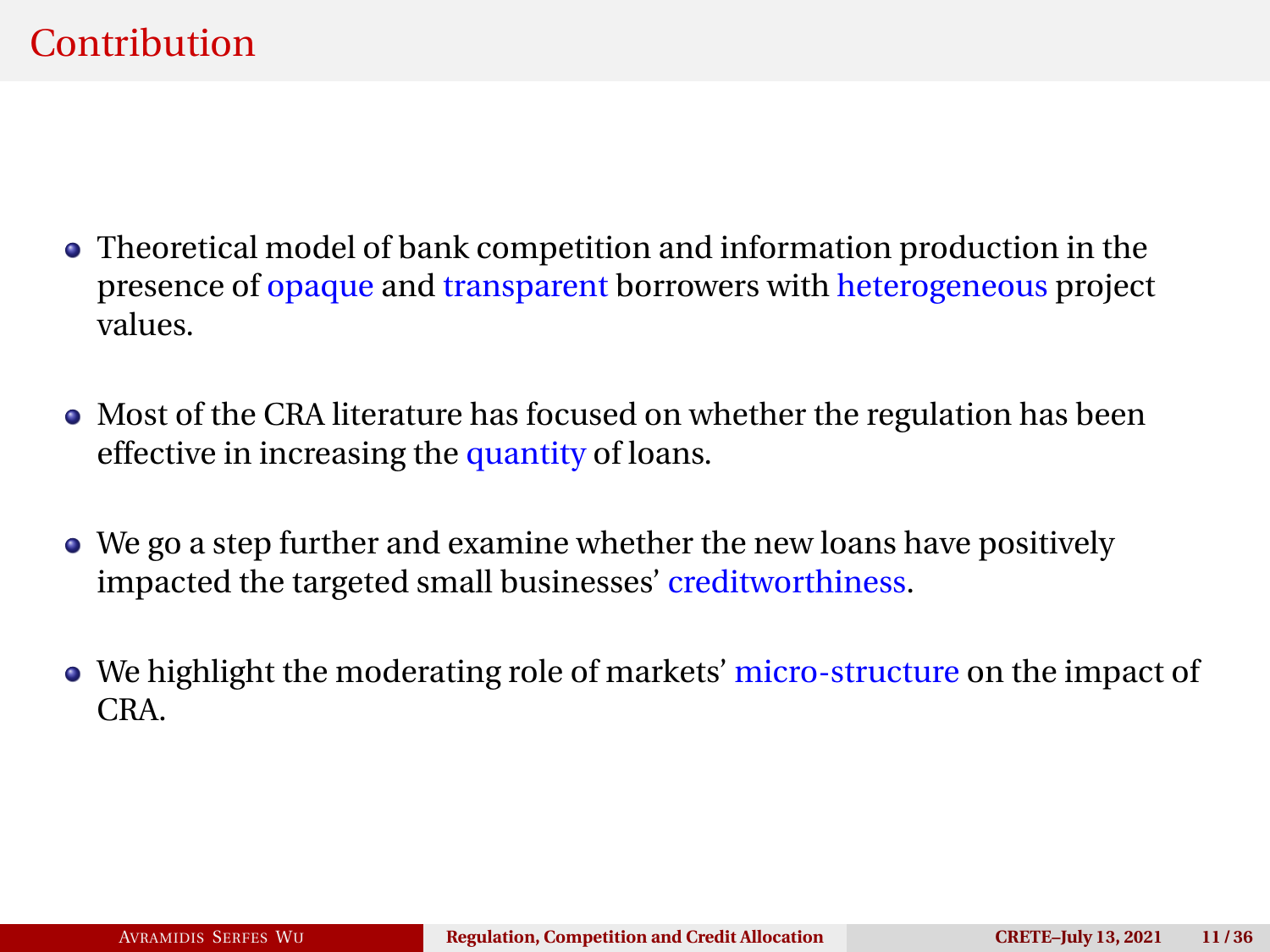# Contribution

- Theoretical model of bank competition and information production in the presence of opaque and transparent borrowers with heterogeneous project values.
- Most of the CRA literature has focused on whether the regulation has been effective in increasing the quantity of loans.
- We go a step further and examine whether the new loans have positively impacted the targeted small businesses' creditworthiness.
- We highlight the moderating role of markets' micro-structure on the impact of CRA.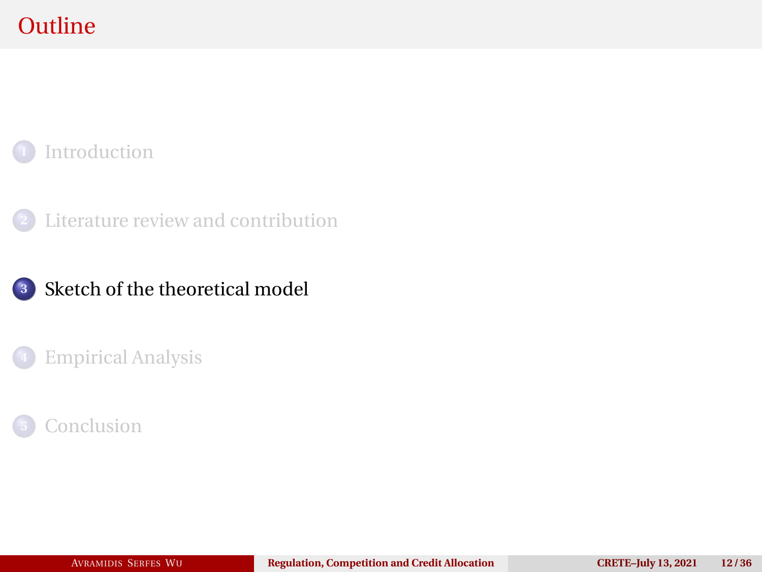# Outline

1. Introduction
2. Literature review and contribution
3. Sketch of the theoretical model
4. Empirical Analysis
5. Conclusion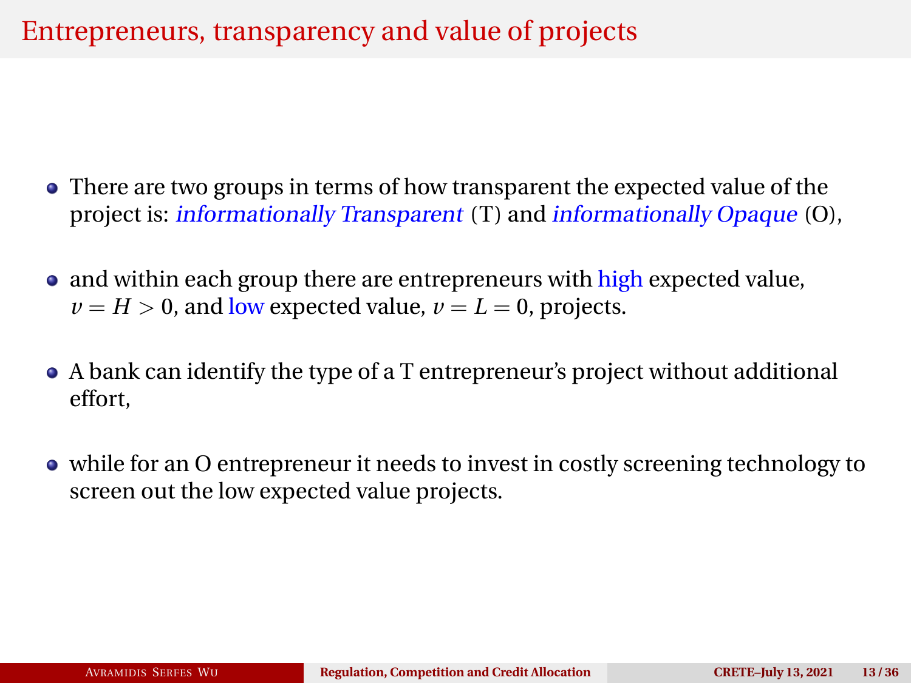# Entrepreneurs, transparency and value of projects

- There are two groups in terms of how transparent the expected value of the project is: *informationally Transparent* (T) and *informationally Opaque* (O),
- and within each group there are entrepreneurs with high expected value, $v = H > 0$, and low expected value, $v = L = 0$, projects.
- A bank can identify the type of a T entrepreneur's project without additional effort,
- while for an O entrepreneur it needs to invest in costly screening technology to screen out the low expected value projects.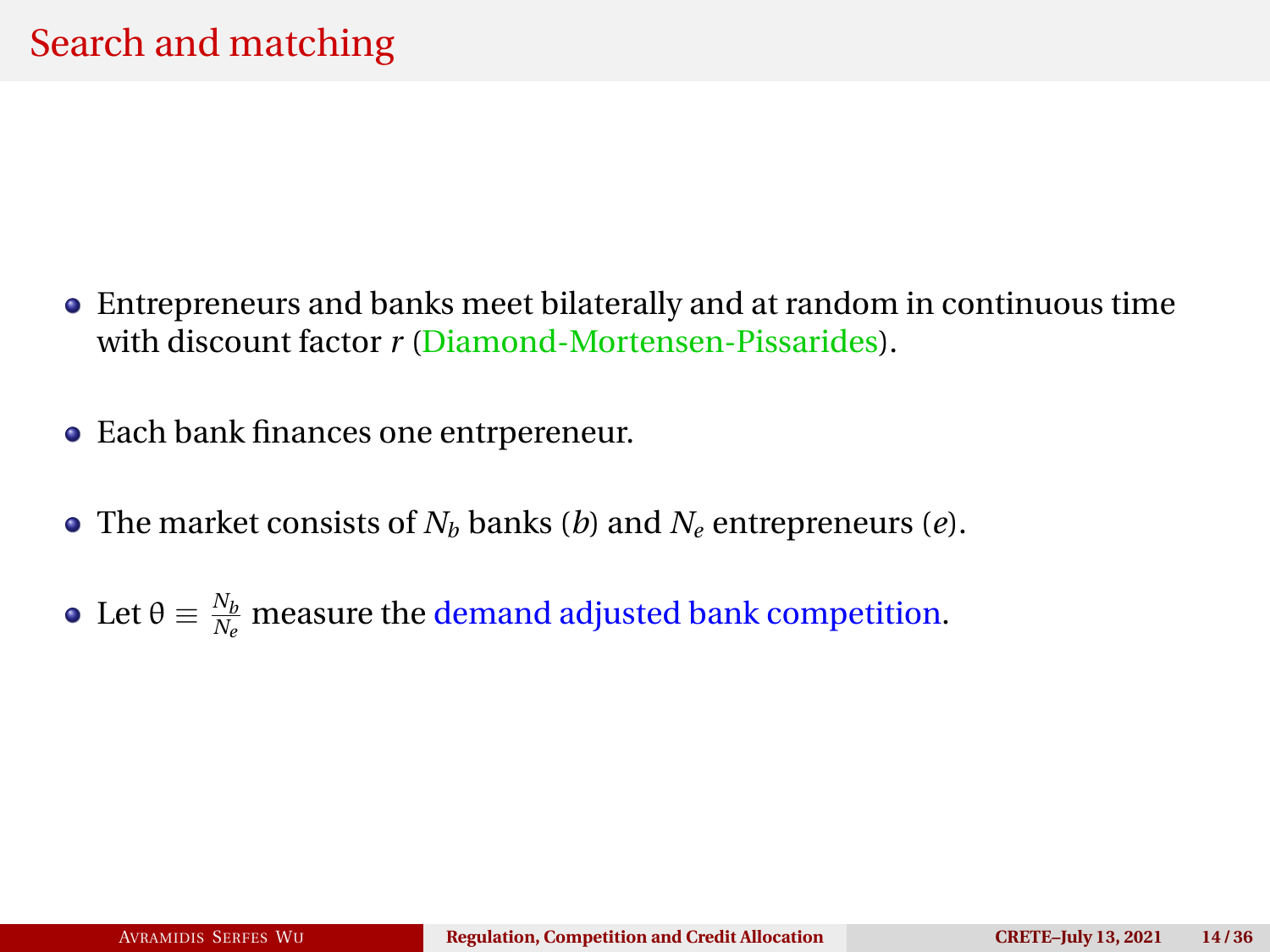# Search and matching

- Entrepreneurs and banks meet bilaterally and at random in continuous time with discount factor $r$ (Diamond-Mortensen-Pissarides).
- Each bank finances one entrpereneur.
- The market consists of $N_b$ banks ($b$) and $N_e$ entrepreneurs ($e$).
- Let $\theta \equiv \frac{N_b}{N_e}$ measure the demand adjusted bank competition.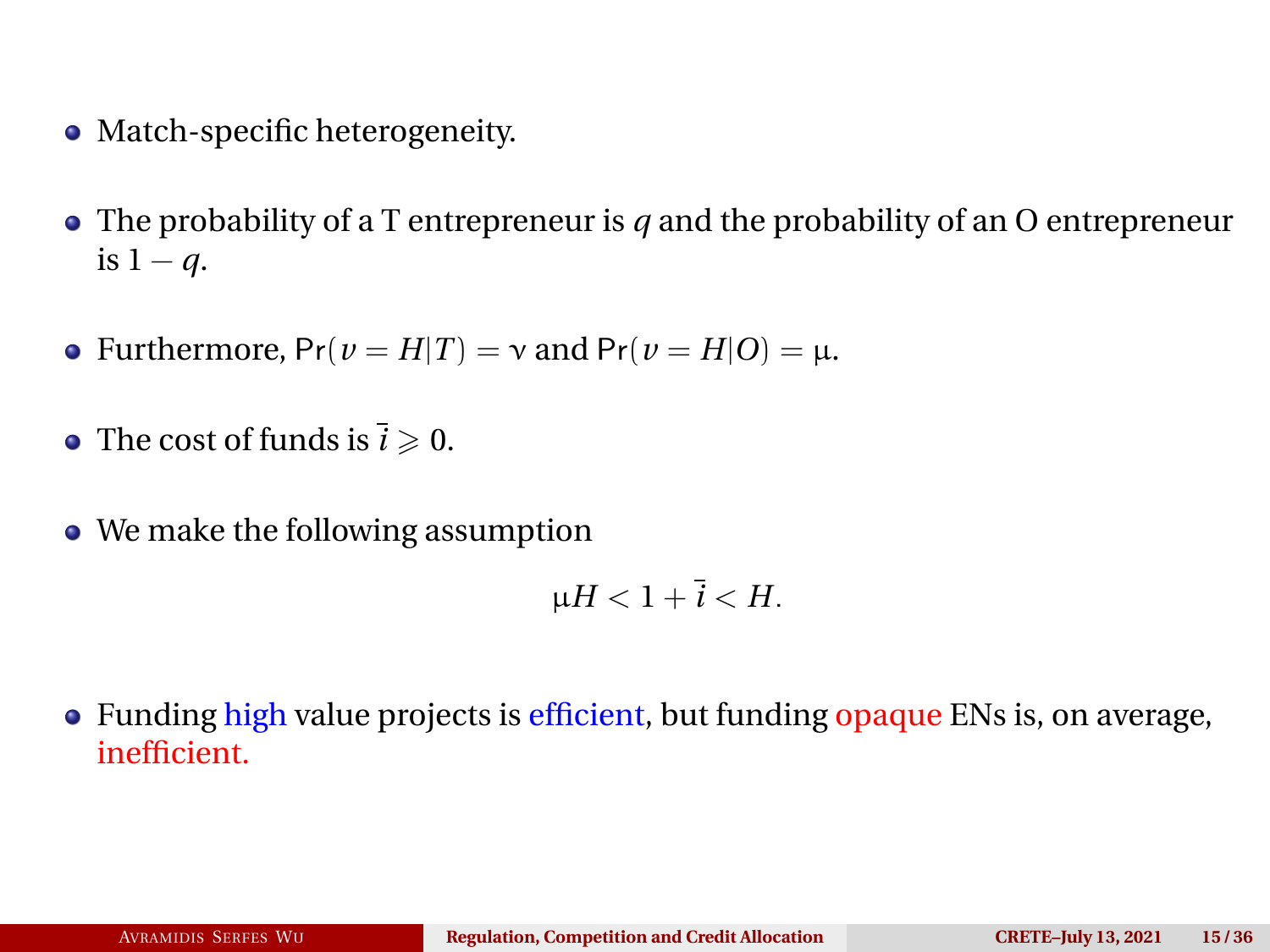- Match-specific heterogeneity.
- The probability of a T entrepreneur is $q$ and the probability of an O entrepreneur is $1 - q$.
- Furthermore, $\Pr(v = H|T) = \nu$ and $\Pr(v = H|O) = \mu$.
- The cost of funds is $\bar{i} \geqslant 0$.
- We make the following assumption

$$\mu H < 1 + \bar{i} < H.$$

- Funding high value projects is efficient, but funding opaque ENs is, on average, inefficient.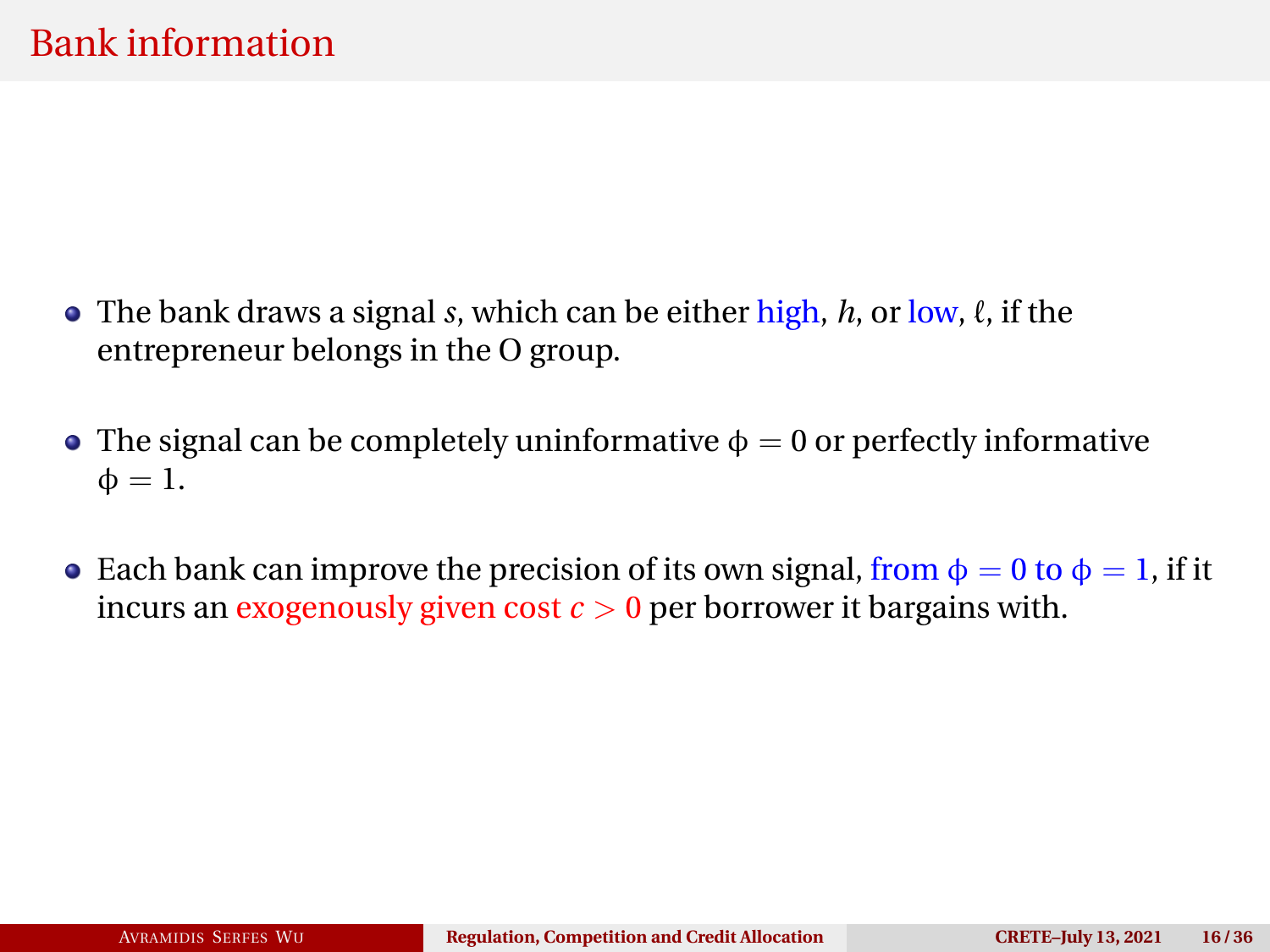# Bank information

- The bank draws a signal $s$, which can be either high, $h$, or low, $\ell$, if the entrepreneur belongs in the O group.
- The signal can be completely uninformative $\phi = 0$ or perfectly informative $\phi = 1$.
- Each bank can improve the precision of its own signal, from $\phi = 0$ to $\phi = 1$, if it incurs an exogenously given cost $c > 0$ per borrower it bargains with.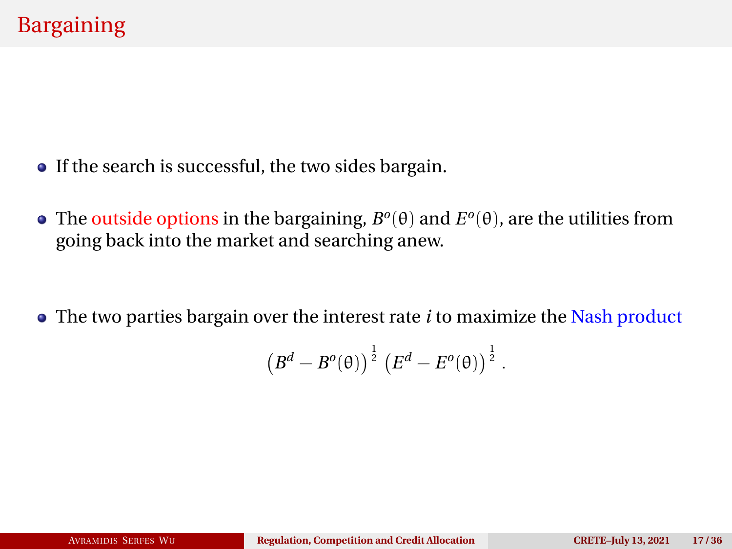# Bargaining

- If the search is successful, the two sides bargain.
- The outside options in the bargaining, $B^o(\theta)$ and $E^o(\theta)$, are the utilities from going back into the market and searching anew.
- The two parties bargain over the interest rate $i$ to maximize the Nash product

$$\left(B^d - B^o(\theta)\right)^{\frac{1}{2}} \left(E^d - E^o(\theta)\right)^{\frac{1}{2}} .$$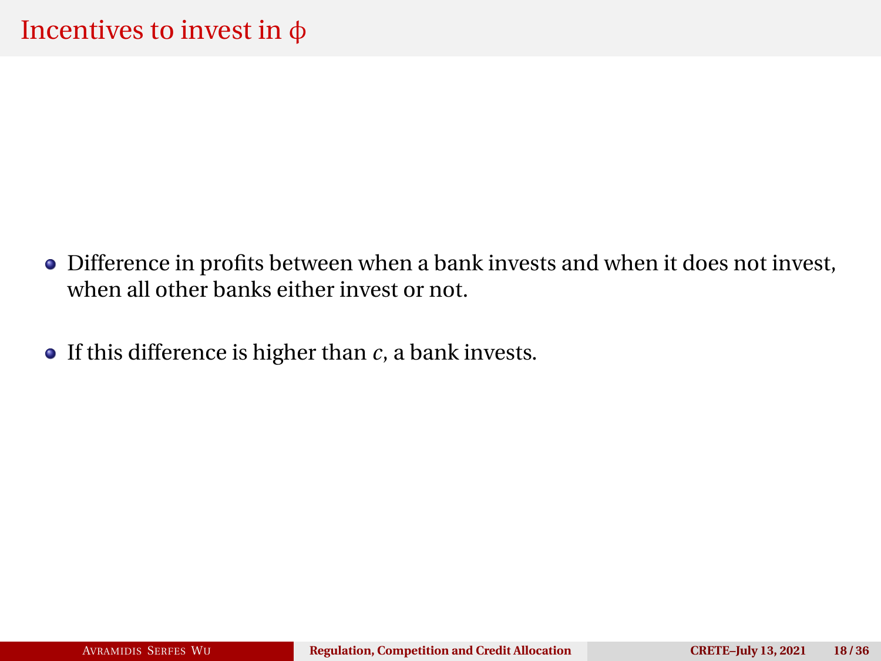# Incentives to invest in $\phi$

- Difference in profits between when a bank invests and when it does not invest, when all other banks either invest or not.
- If this difference is higher than $c$, a bank invests.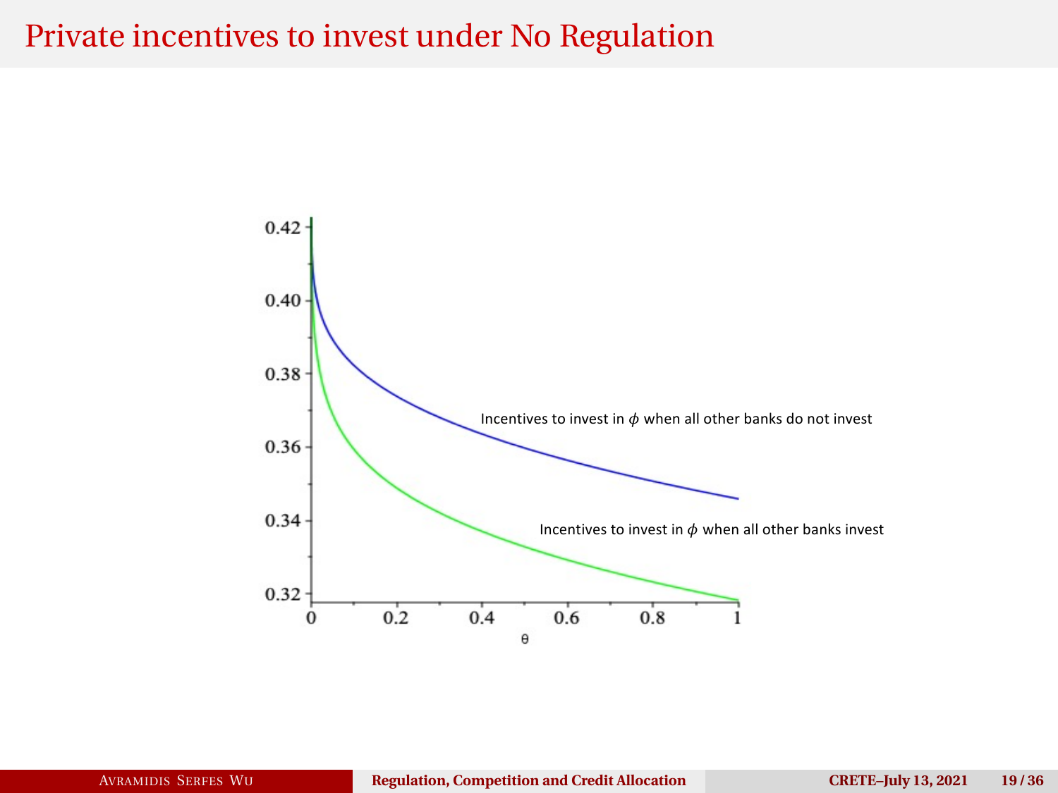# Private incentives to invest under No Regulation

Incentives to invest in $\phi$ when all other banks do not invest

Incentives to invest in $\phi$ when all other banks invest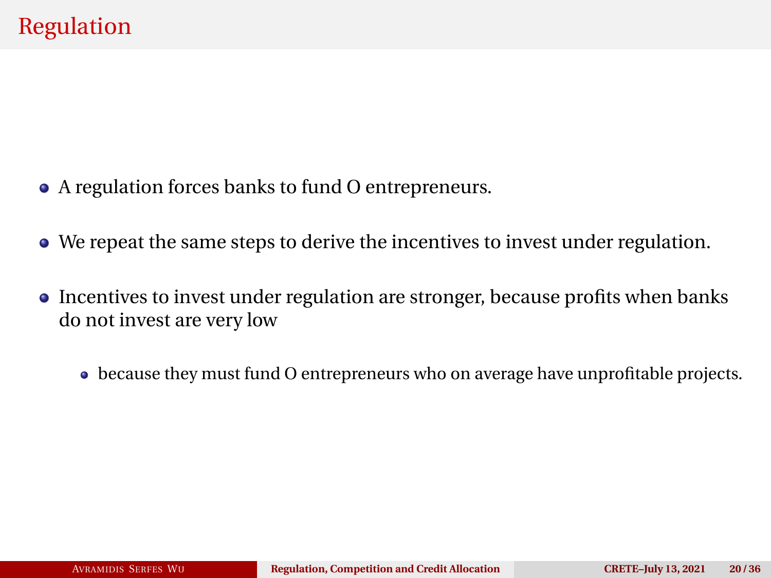# Regulation

- A regulation forces banks to fund O entrepreneurs.
- We repeat the same steps to derive the incentives to invest under regulation.
- Incentives to invest under regulation are stronger, because profits when banks do not invest are very low
  - because they must fund O entrepreneurs who on average have unprofitable projects.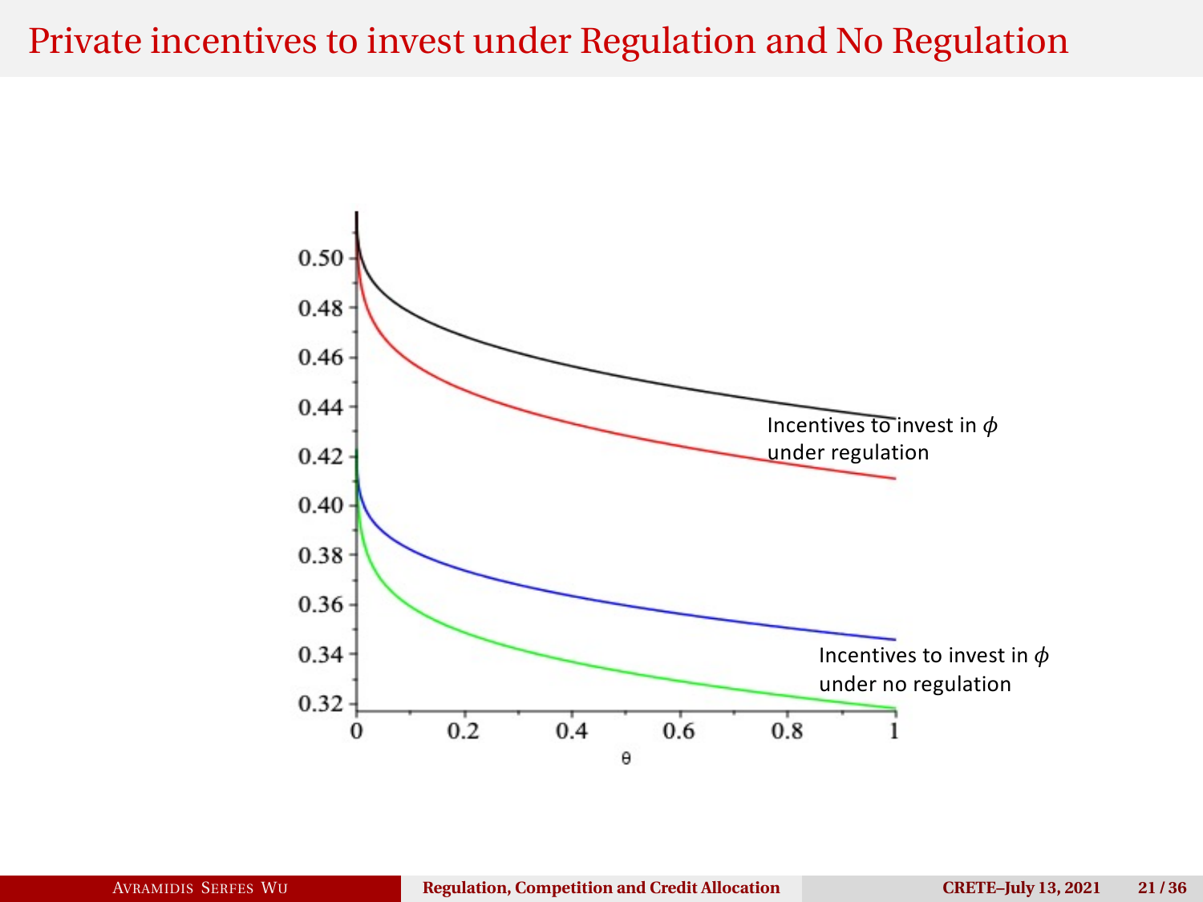# Private incentives to invest under Regulation and No Regulation

Incentives to invest in $\phi$ under regulation

Incentives to invest in $\phi$ under no regulation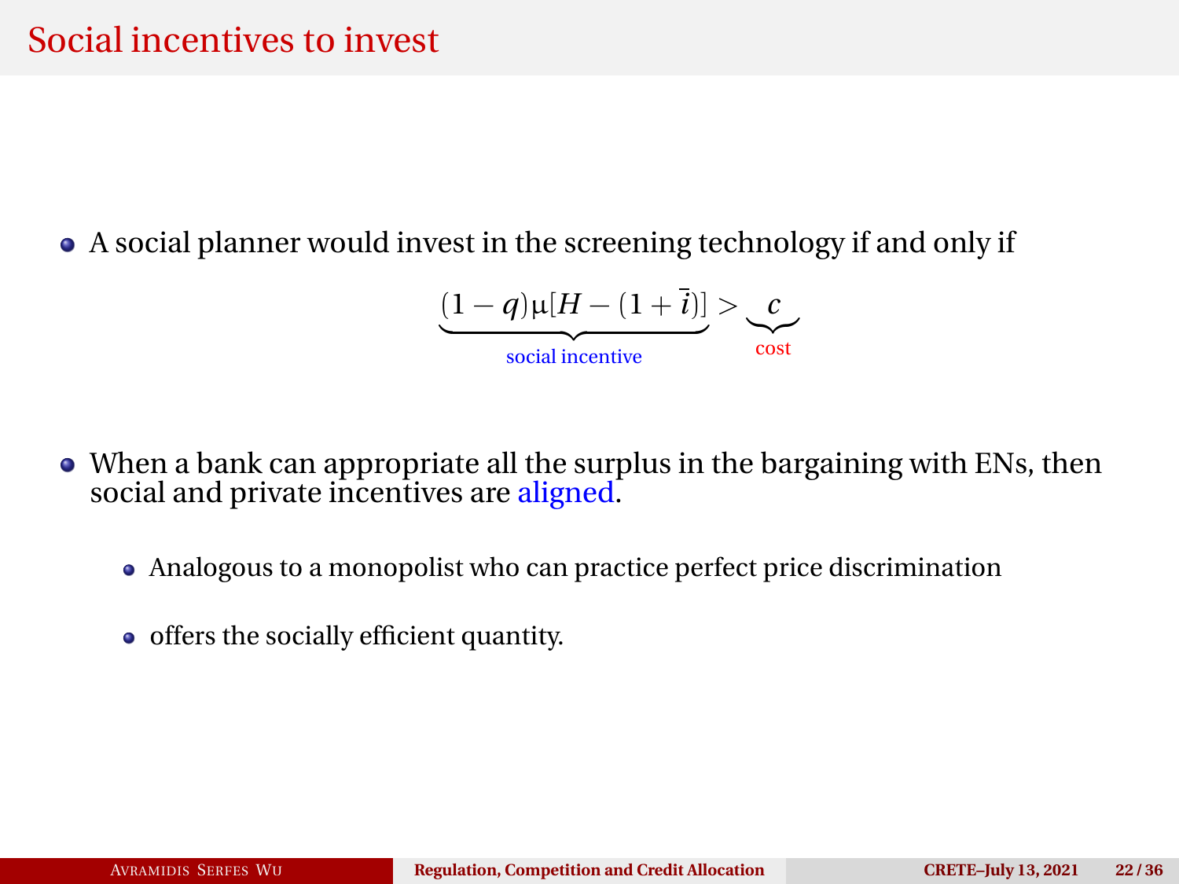# Social incentives to invest

- A social planner would invest in the screening technology if and only if

$$\underbrace{(1-q)\mu[H-(1+\bar{i})]}_{\text{social incentive}} > \underbrace{c}_{\text{cost}}$$

- When a bank can appropriate all the surplus in the bargaining with ENs, then social and private incentives are aligned.
  - Analogous to a monopolist who can practice perfect price discrimination
  - offers the socially efficient quantity.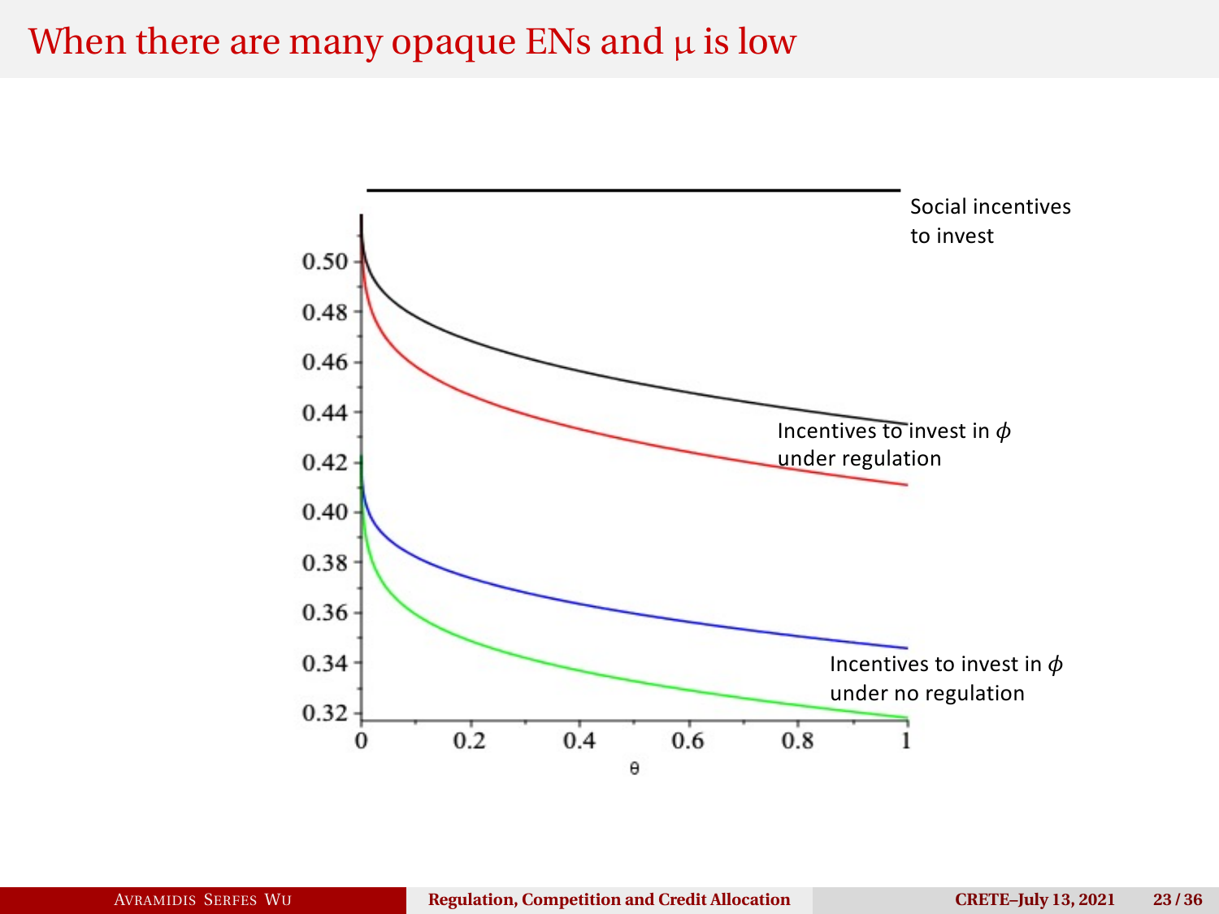# When there are many opaque ENs and $\mu$ is low

Social incentives to invest

Incentives to invest in $\phi$ under regulation

Incentives to invest in $\phi$ under no regulation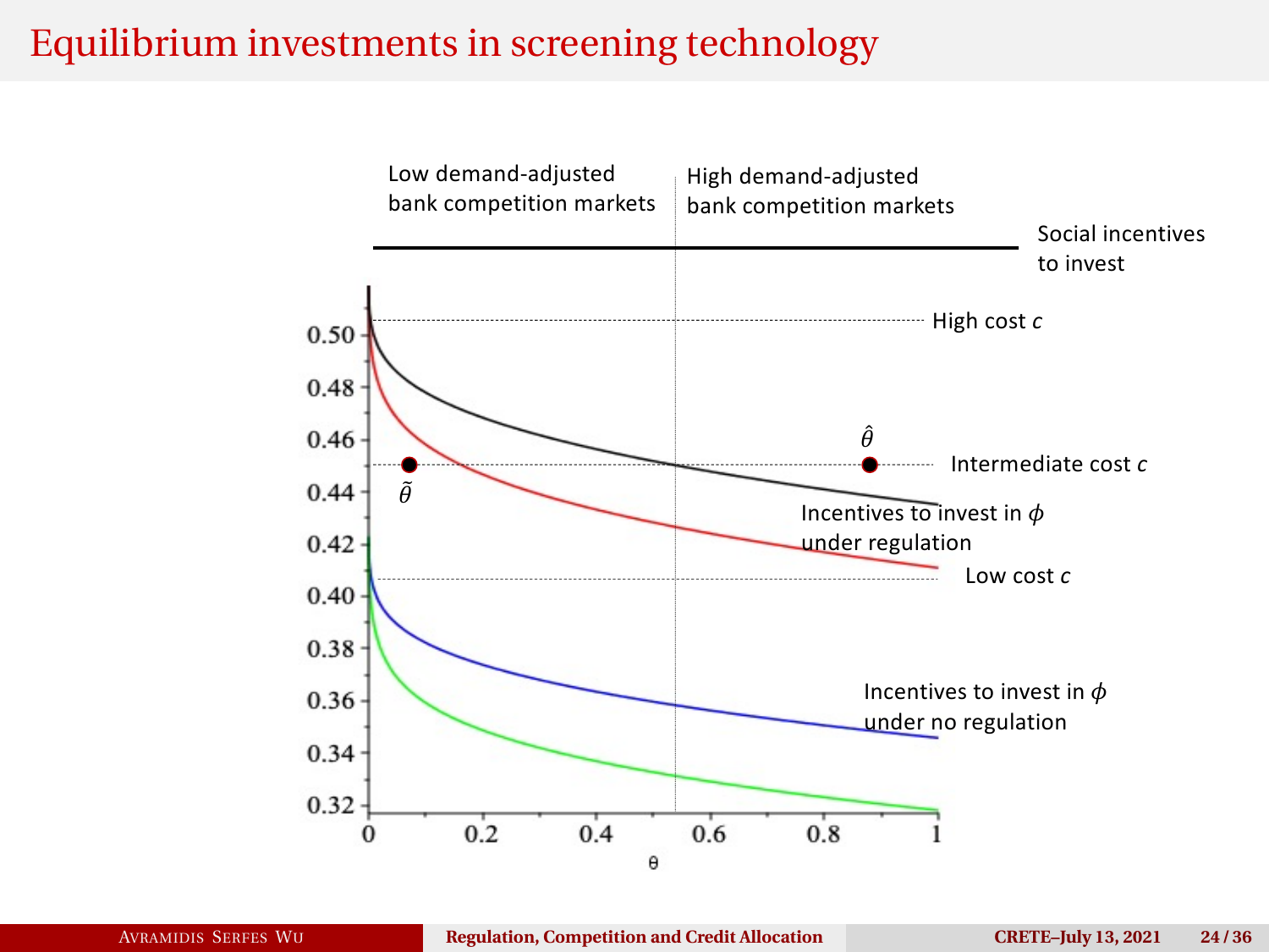# Equilibrium investments in screening technology

Low demand-adjusted bank competition markets

High demand-adjusted bank competition markets

Social incentives to invest

High cost $c$

$\hat{\theta}$

Intermediate cost $c$

$\tilde{\theta}$

Incentives to invest in $\phi$ under regulation

Low cost $c$

Incentives to invest in $\phi$ under no regulation

0.50, 0.48, 0.46, 0.44, 0.42, 0.40, 0.38, 0.36, 0.34, 0.32

0, 0.2, 0.4, 0.6, 0.8, 1

$\theta$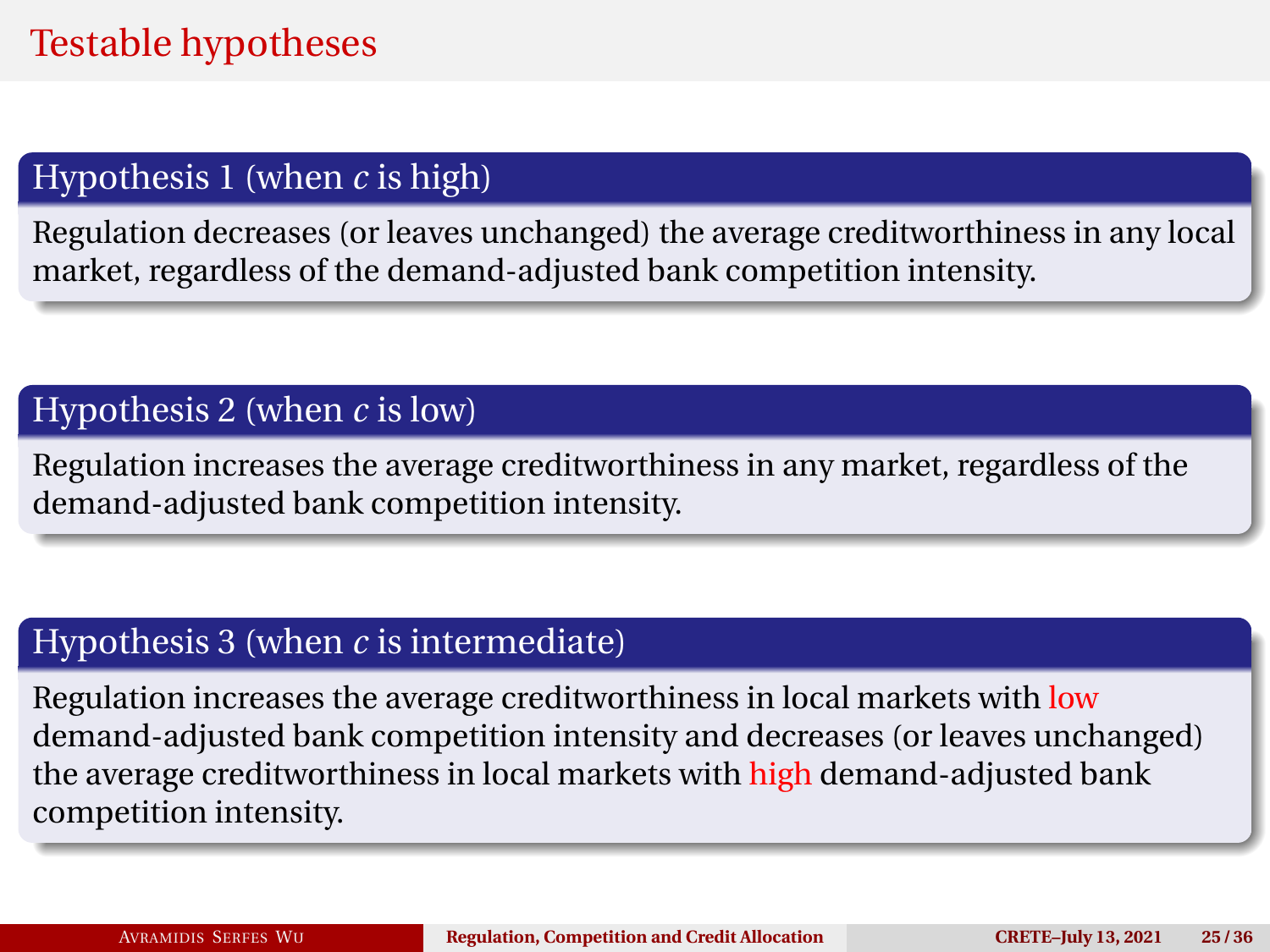# Testable hypotheses

### Hypothesis 1 (when $c$ is high)

Regulation decreases (or leaves unchanged) the average creditworthiness in any local market, regardless of the demand-adjusted bank competition intensity.

### Hypothesis 2 (when $c$ is low)

Regulation increases the average creditworthiness in any market, regardless of the demand-adjusted bank competition intensity.

### Hypothesis 3 (when $c$ is intermediate)

Regulation increases the average creditworthiness in local markets with low demand-adjusted bank competition intensity and decreases (or leaves unchanged) the average creditworthiness in local markets with high demand-adjusted bank competition intensity.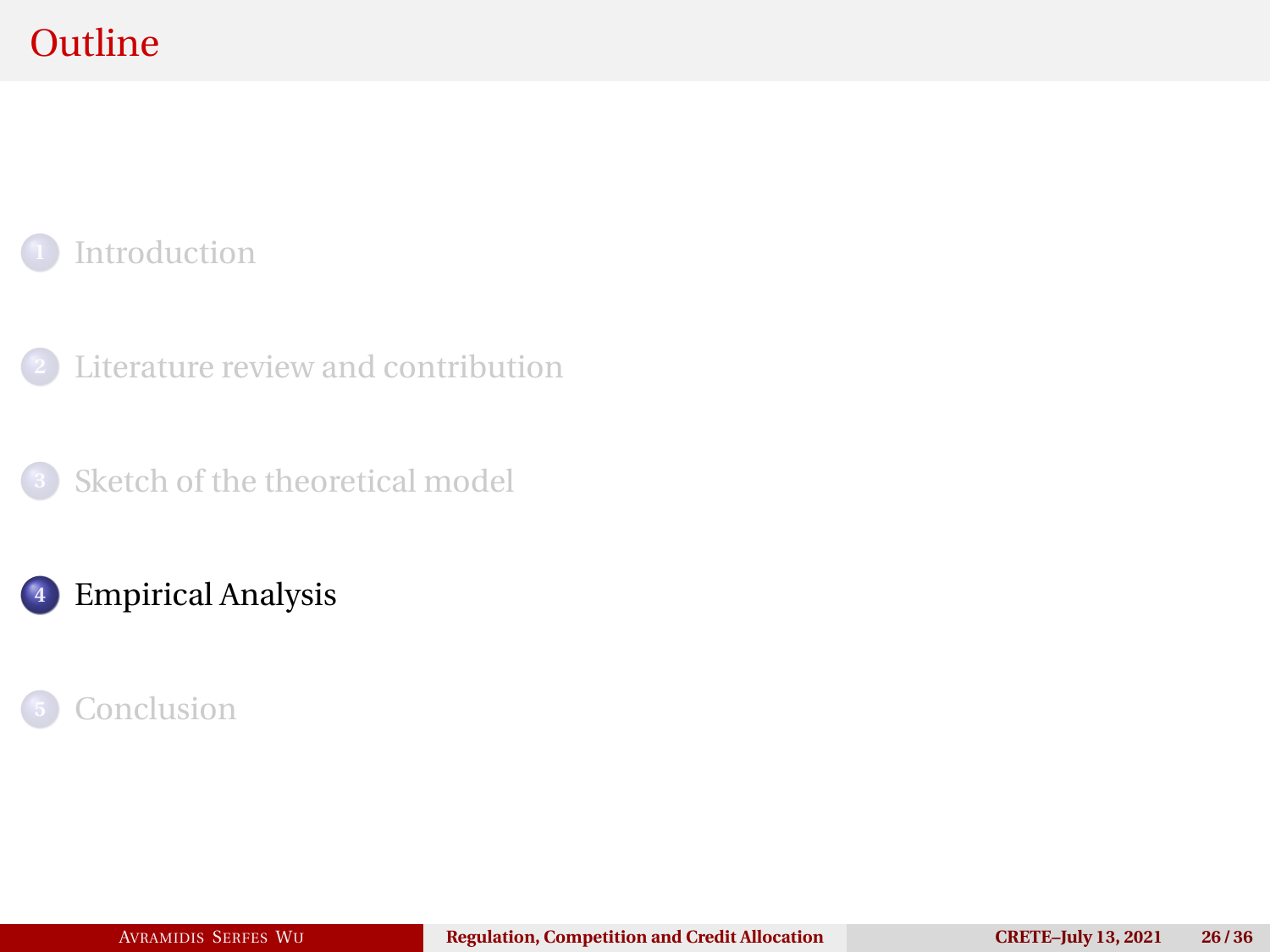# Outline

1. Introduction
2. Literature review and contribution
3. Sketch of the theoretical model
4. Empirical Analysis
5. Conclusion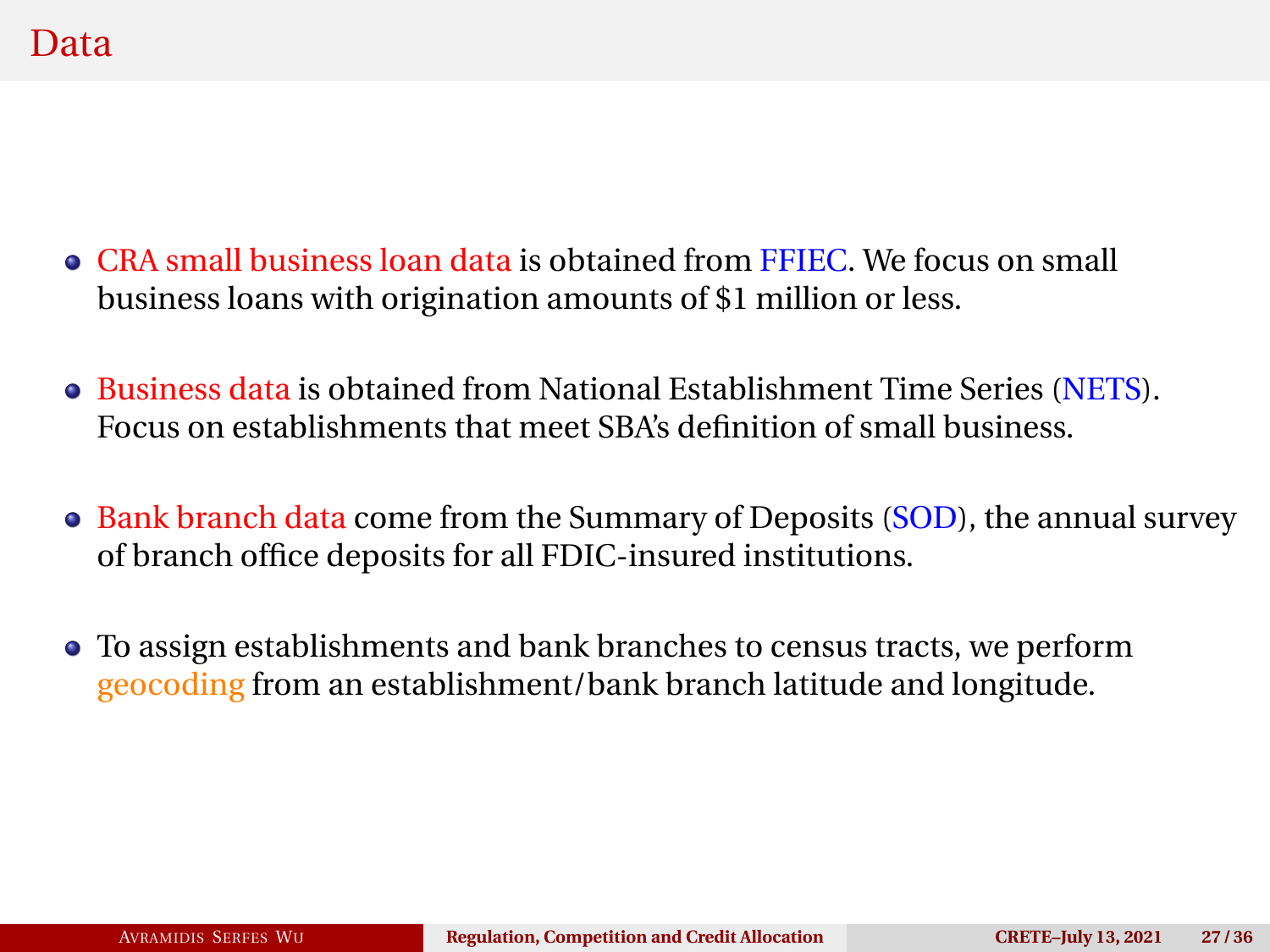# Data

- CRA small business loan data is obtained from FFIEC. We focus on small business loans with origination amounts of $1 million or less.
- Business data is obtained from National Establishment Time Series (NETS). Focus on establishments that meet SBA's definition of small business.
- Bank branch data come from the Summary of Deposits (SOD), the annual survey of branch office deposits for all FDIC-insured institutions.
- To assign establishments and bank branches to census tracts, we perform geocoding from an establishment/bank branch latitude and longitude.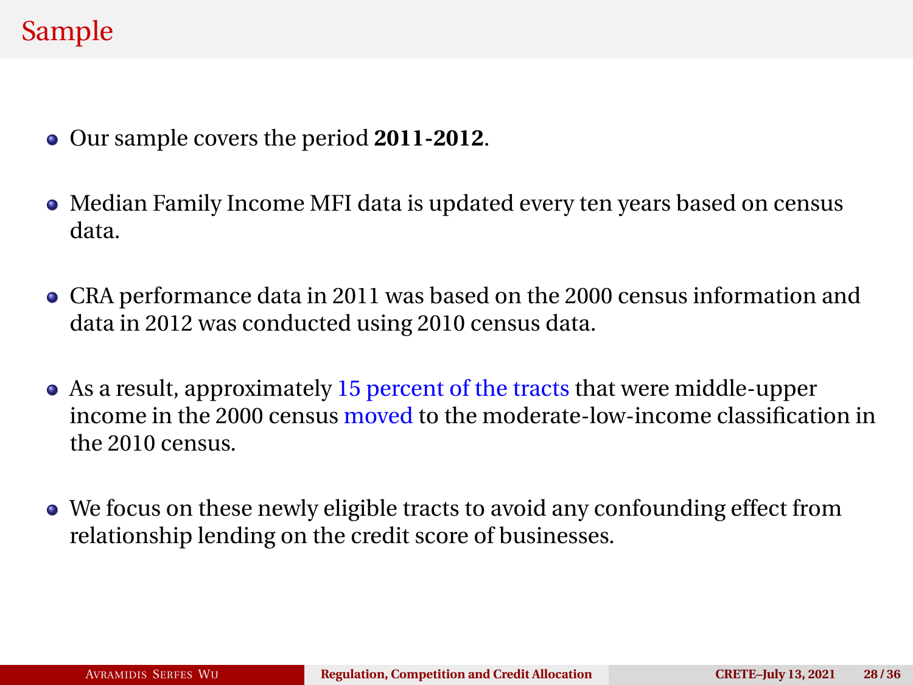# Sample

- Our sample covers the period **2011-2012**.
- Median Family Income MFI data is updated every ten years based on census data.
- CRA performance data in 2011 was based on the 2000 census information and data in 2012 was conducted using 2010 census data.
- As a result, approximately 15 percent of the tracts that were middle-upper income in the 2000 census moved to the moderate-low-income classification in the 2010 census.
- We focus on these newly eligible tracts to avoid any confounding effect from relationship lending on the credit score of businesses.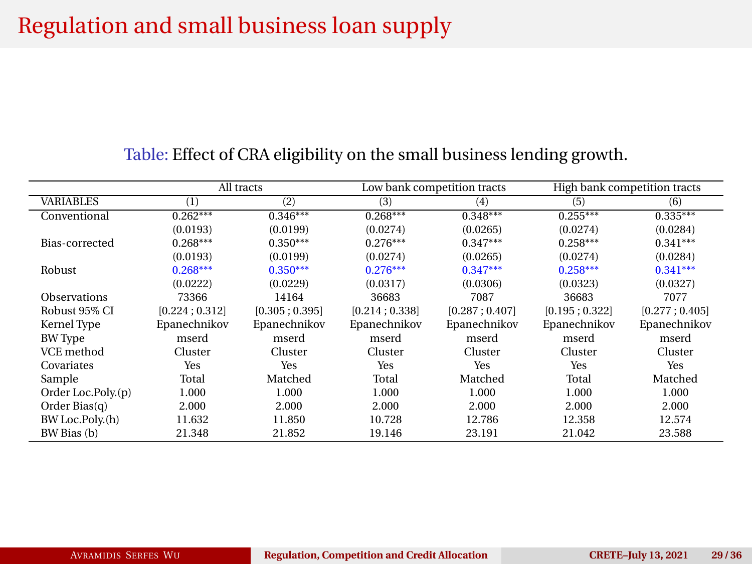# Regulation and small business loan supply

Table: Effect of CRA eligibility on the small business lending growth.

| | All tracts | | Low bank competition tracts | | High bank competition tracts | |
|---|---|---|---|---|---|---|
| VARIABLES | (1) | (2) | (3) | (4) | (5) | (6) |
| Conventional | 0.262*** | 0.346*** | 0.268*** | 0.348*** | 0.255*** | 0.335*** |
| | (0.0193) | (0.0199) | (0.0274) | (0.0265) | (0.0274) | (0.0284) |
| Bias-corrected | 0.268*** | 0.350*** | 0.276*** | 0.347*** | 0.258*** | 0.341*** |
| | (0.0193) | (0.0199) | (0.0274) | (0.0265) | (0.0274) | (0.0284) |
| Robust | 0.268*** | 0.350*** | 0.276*** | 0.347*** | 0.258*** | 0.341*** |
| | (0.0222) | (0.0229) | (0.0317) | (0.0306) | (0.0323) | (0.0327) |
| Observations | 73366 | 14164 | 36683 | 7087 | 36683 | 7077 |
| Robust 95% CI | [0.224 ; 0.312] | [0.305 ; 0.395] | [0.214 ; 0.338] | [0.287 ; 0.407] | [0.195 ; 0.322] | [0.277 ; 0.405] |
| Kernel Type | Epanechnikov | Epanechnikov | Epanechnikov | Epanechnikov | Epanechnikov | Epanechnikov |
| BW Type | mserd | mserd | mserd | mserd | mserd | mserd |
| VCE method | Cluster | Cluster | Cluster | Cluster | Cluster | Cluster |
| Covariates | Yes | Yes | Yes | Yes | Yes | Yes |
| Sample | Total | Matched | Total | Matched | Total | Matched |
| Order Loc.Poly.(p) | 1.000 | 1.000 | 1.000 | 1.000 | 1.000 | 1.000 |
| Order Bias(q) | 2.000 | 2.000 | 2.000 | 2.000 | 2.000 | 2.000 |
| BW Loc.Poly.(h) | 11.632 | 11.850 | 10.728 | 12.786 | 12.358 | 12.574 |
| BW Bias (b) | 21.348 | 21.852 | 19.146 | 23.191 | 21.042 | 23.588 |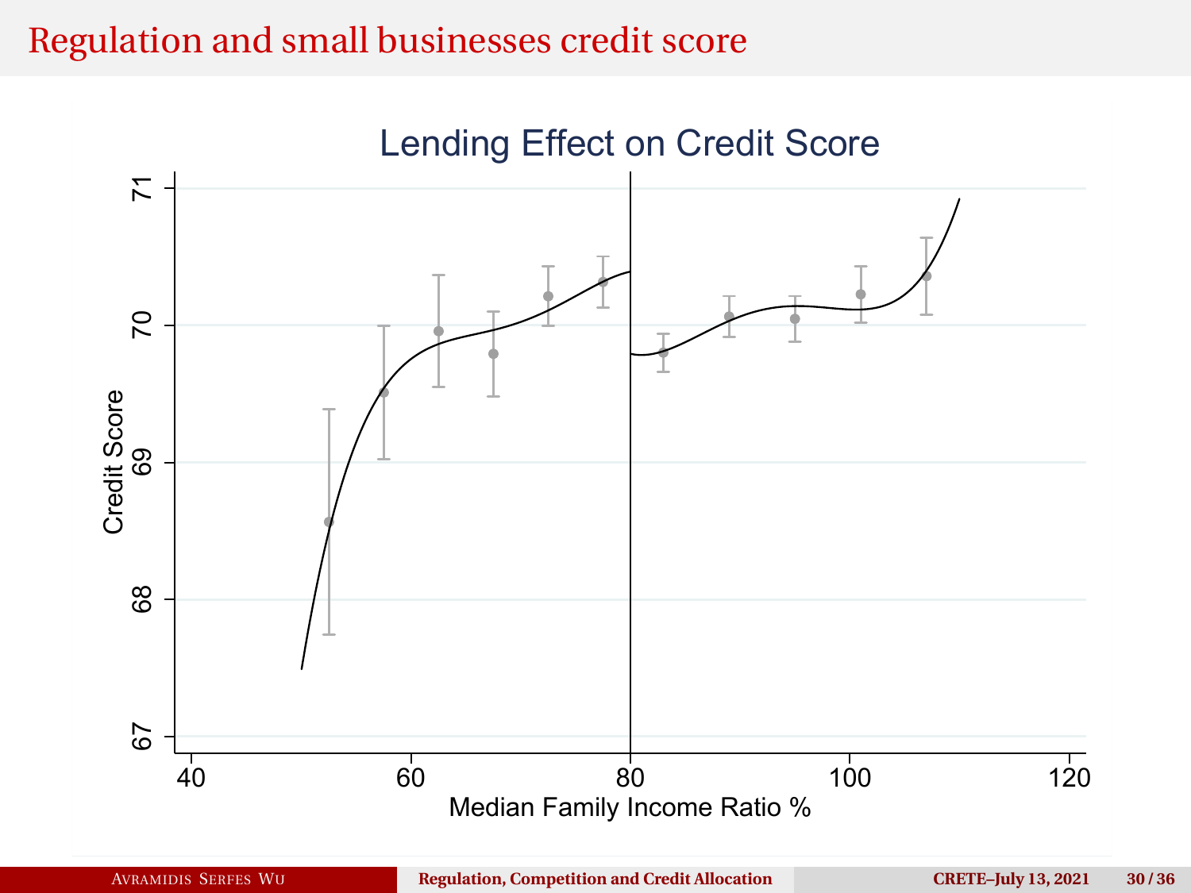# Regulation and small businesses credit score

Lending Effect on Credit Score

Credit Score (y-axis: 67, 68, 69, 70, 71)

Median Family Income Ratio % (x-axis: 40, 60, 80, 100, 120)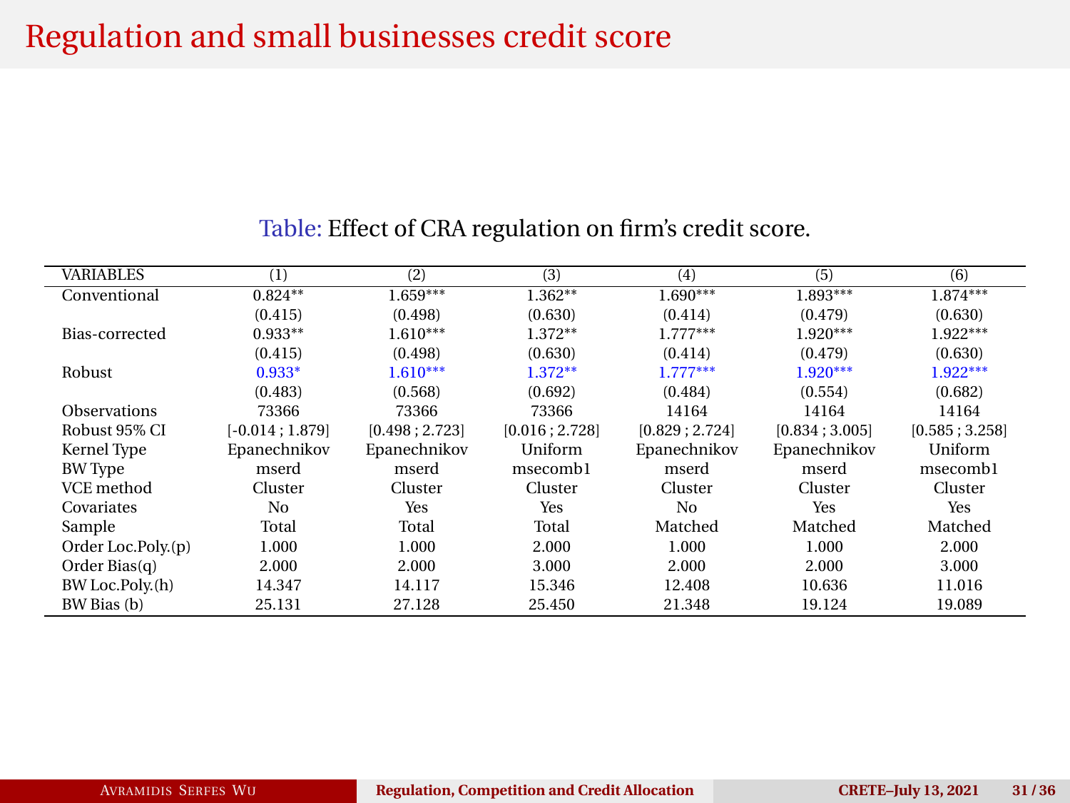# Regulation and small businesses credit score

Table: Effect of CRA regulation on firm's credit score.

| VARIABLES | (1) | (2) | (3) | (4) | (5) | (6) |
|---|---|---|---|---|---|---|
| Conventional | 0.824** | 1.659*** | 1.362** | 1.690*** | 1.893*** | 1.874*** |
| | (0.415) | (0.498) | (0.630) | (0.414) | (0.479) | (0.630) |
| Bias-corrected | 0.933** | 1.610*** | 1.372** | 1.777*** | 1.920*** | 1.922*** |
| | (0.415) | (0.498) | (0.630) | (0.414) | (0.479) | (0.630) |
| Robust | 0.933* | 1.610*** | 1.372** | 1.777*** | 1.920*** | 1.922*** |
| | (0.483) | (0.568) | (0.692) | (0.484) | (0.554) | (0.682) |
| Observations | 73366 | 73366 | 73366 | 14164 | 14164 | 14164 |
| Robust 95% CI | [-0.014 ; 1.879] | [0.498 ; 2.723] | [0.016 ; 2.728] | [0.829 ; 2.724] | [0.834 ; 3.005] | [0.585 ; 3.258] |
| Kernel Type | Epanechnikov | Epanechnikov | Uniform | Epanechnikov | Epanechnikov | Uniform |
| BW Type | mserd | mserd | msecomb1 | mserd | mserd | msecomb1 |
| VCE method | Cluster | Cluster | Cluster | Cluster | Cluster | Cluster |
| Covariates | No | Yes | Yes | No | Yes | Yes |
| Sample | Total | Total | Total | Matched | Matched | Matched |
| Order Loc.Poly.(p) | 1.000 | 1.000 | 2.000 | 1.000 | 1.000 | 2.000 |
| Order Bias(q) | 2.000 | 2.000 | 3.000 | 2.000 | 2.000 | 3.000 |
| BW Loc.Poly.(h) | 14.347 | 14.117 | 15.346 | 12.408 | 10.636 | 11.016 |
| BW Bias (b) | 25.131 | 27.128 | 25.450 | 21.348 | 19.124 | 19.089 |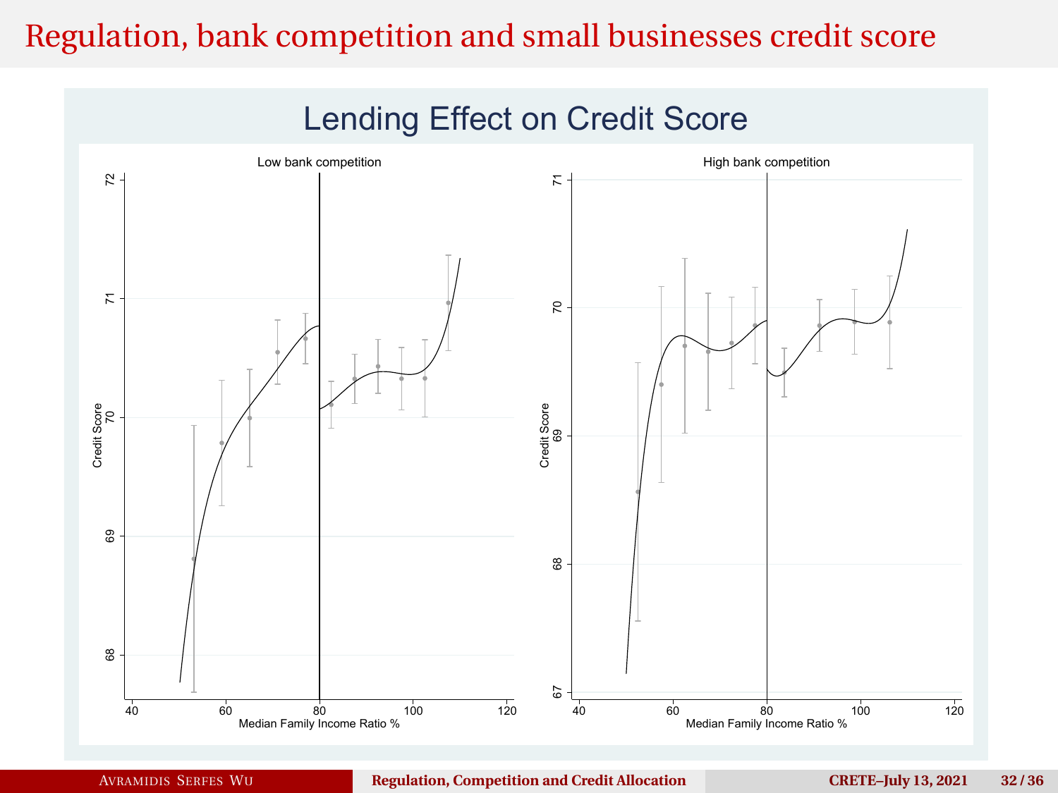# Regulation, bank competition and small businesses credit score

## Lending Effect on Credit Score

Low bank competition

Credit Score

Median Family Income Ratio %

High bank competition

Credit Score

Median Family Income Ratio %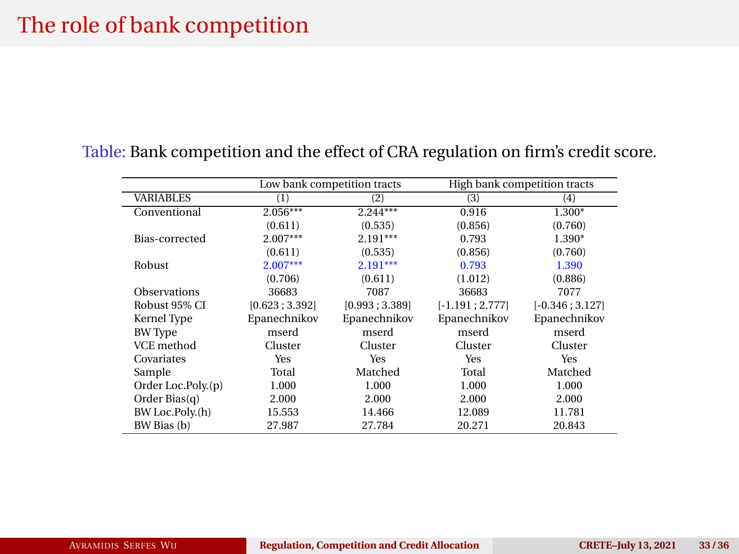# The role of bank competition

Table: Bank competition and the effect of CRA regulation on firm's credit score.

| | Low bank competition tracts | | High bank competition tracts | |
|---|---|---|---|---|
| VARIABLES | (1) | (2) | (3) | (4) |
| Conventional | 2.056*** | 2.244*** | 0.916 | 1.300* |
| | (0.611) | (0.535) | (0.856) | (0.760) |
| Bias-corrected | 2.007*** | 2.191*** | 0.793 | 1.390* |
| | (0.611) | (0.535) | (0.856) | (0.760) |
| Robust | 2.007*** | 2.191*** | 0.793 | 1.390 |
| | (0.706) | (0.611) | (1.012) | (0.886) |
| Observations | 36683 | 7087 | 36683 | 7077 |
| Robust 95% CI | [0.623 ; 3.392] | [0.993 ; 3.389] | [-1.191 ; 2.777] | [-0.346 ; 3.127] |
| Kernel Type | Epanechnikov | Epanechnikov | Epanechnikov | Epanechnikov |
| BW Type | mserd | mserd | mserd | mserd |
| VCE method | Cluster | Cluster | Cluster | Cluster |
| Covariates | Yes | Yes | Yes | Yes |
| Sample | Total | Matched | Total | Matched |
| Order Loc.Poly.(p) | 1.000 | 1.000 | 1.000 | 1.000 |
| Order Bias(q) | 2.000 | 2.000 | 2.000 | 2.000 |
| BW Loc.Poly.(h) | 15.553 | 14.466 | 12.089 | 11.781 |
| BW Bias (b) | 27.987 | 27.784 | 20.271 | 20.843 |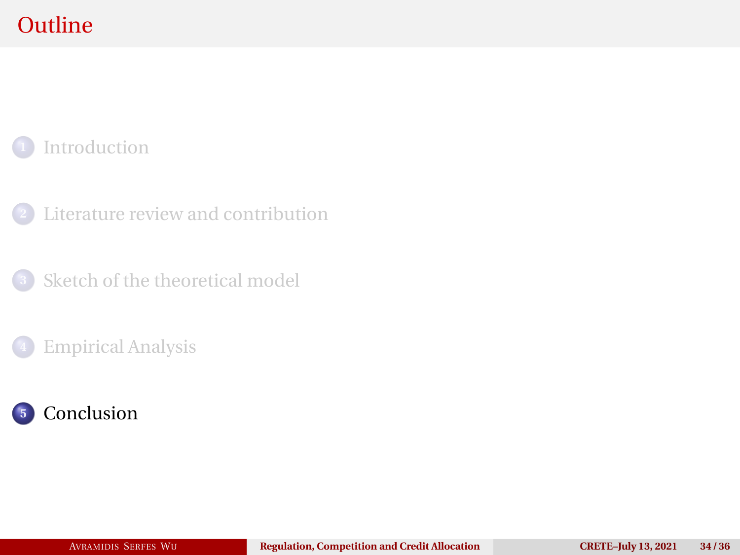# Outline

1. Introduction
2. Literature review and contribution
3. Sketch of the theoretical model
4. Empirical Analysis
5. Conclusion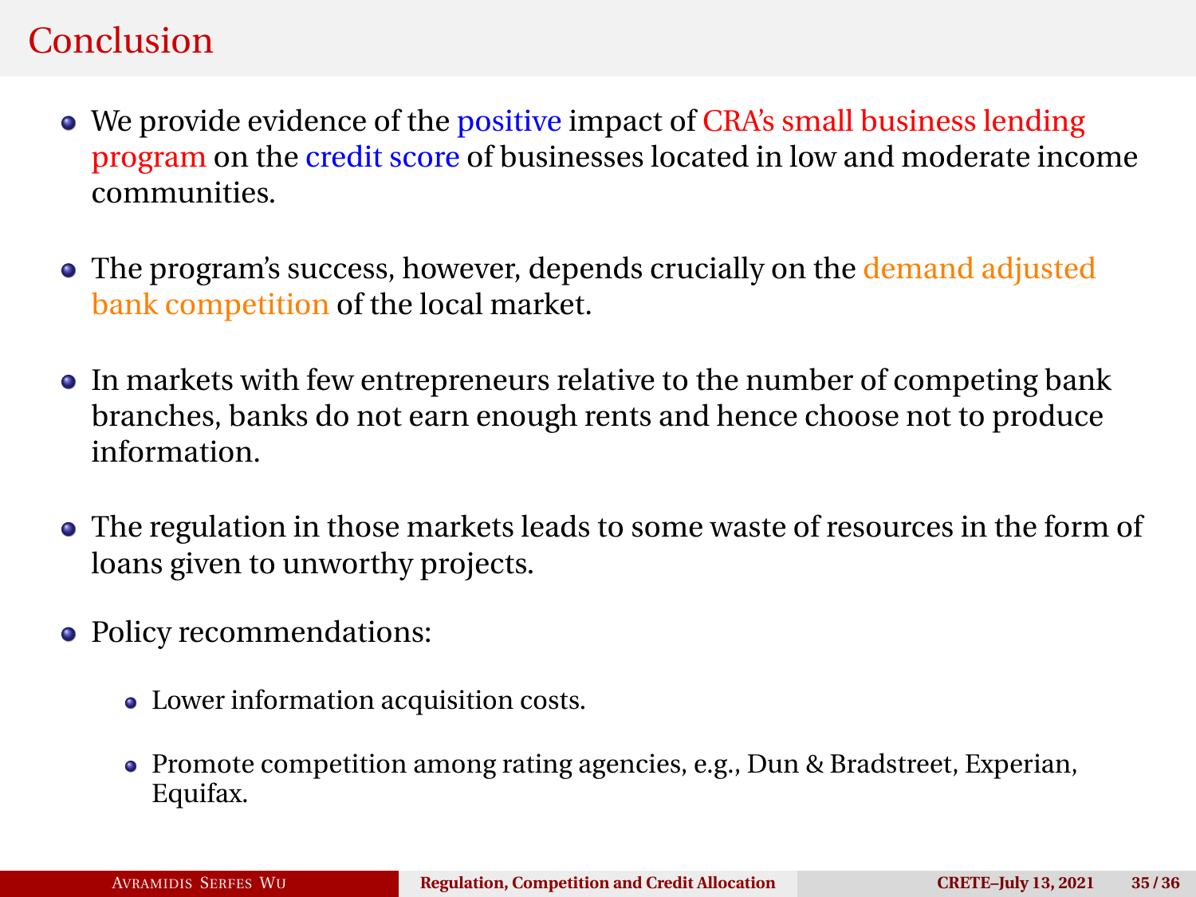# Conclusion

- We provide evidence of the positive impact of CRA's small business lending program on the credit score of businesses located in low and moderate income communities.
- The program's success, however, depends crucially on the demand adjusted bank competition of the local market.
- In markets with few entrepreneurs relative to the number of competing bank branches, banks do not earn enough rents and hence choose not to produce information.
- The regulation in those markets leads to some waste of resources in the form of loans given to unworthy projects.
- Policy recommendations:
  - Lower information acquisition costs.
  - Promote competition among rating agencies, e.g., Dun & Bradstreet, Experian, Equifax.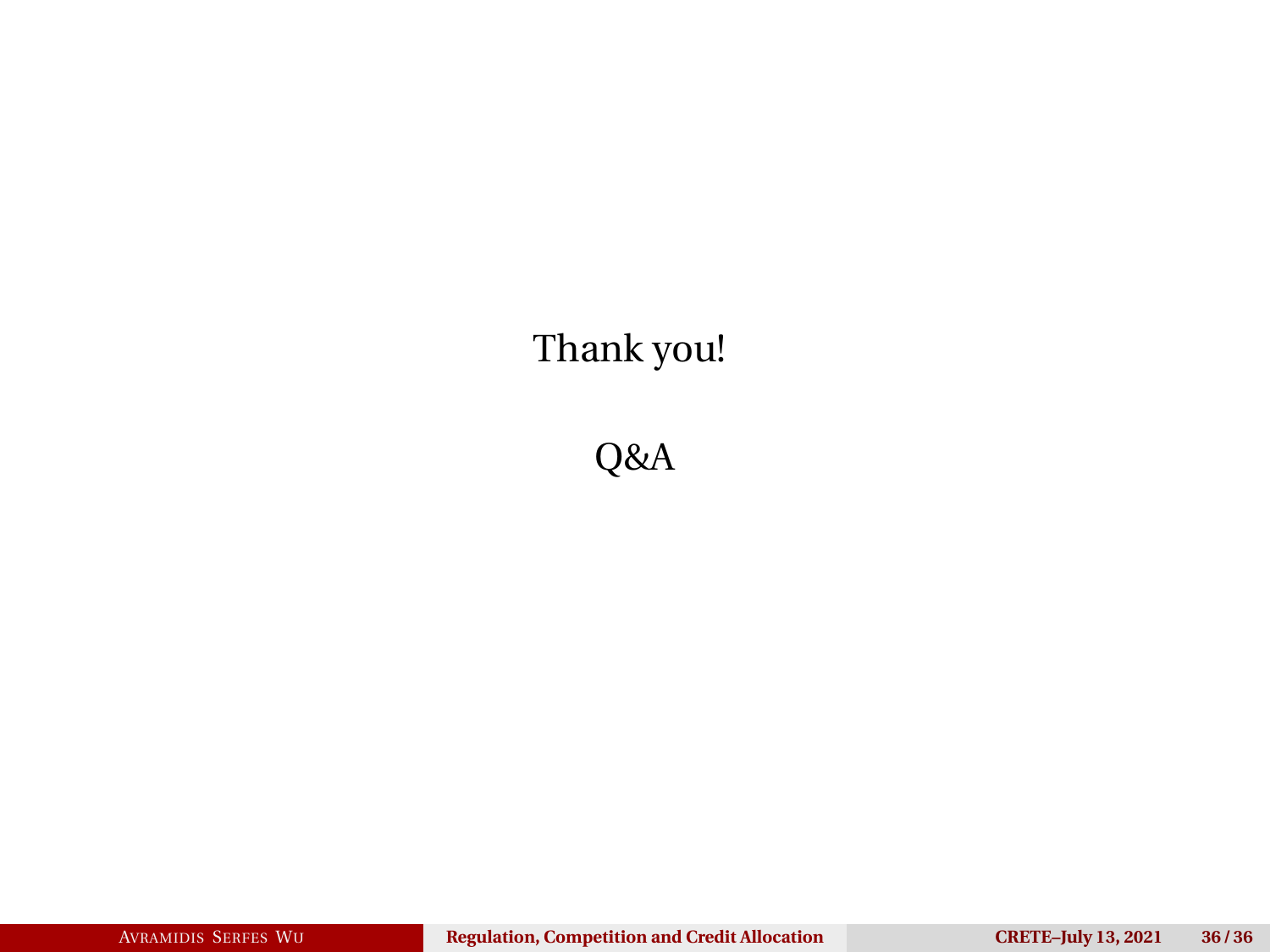Thank you!

Q&A